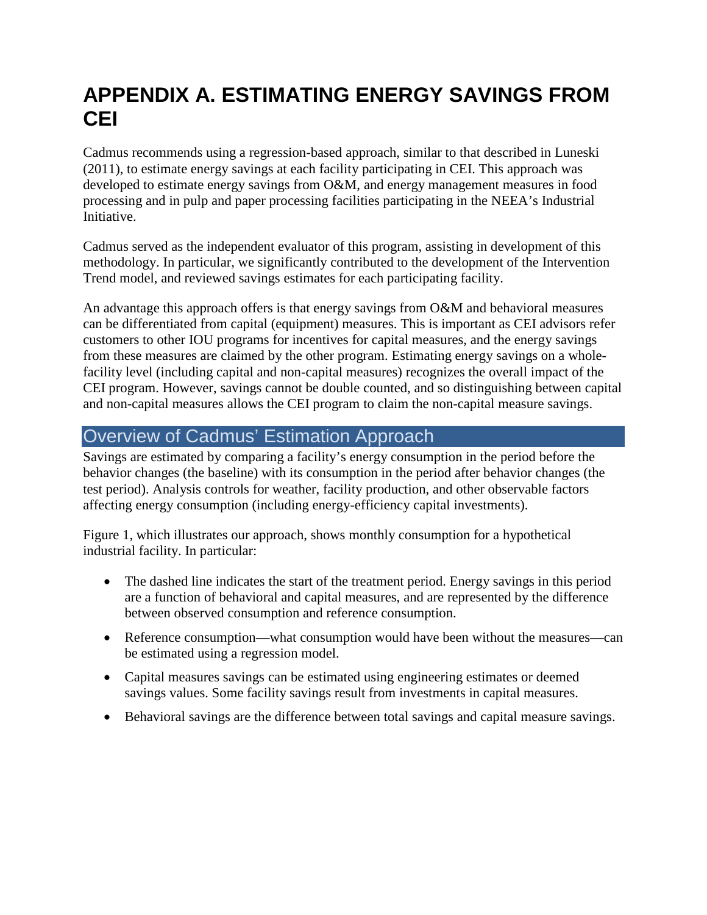# APPENDIX A. ESTIMATING ENERGY SAVINGS FROM CEI

Cadmus recommends using a regression-based approach, similar to that described in Luneski (2011), to estimate energy savings at each facility participating in CEI. This approach was developed to estimate energy savings from O&M, and energy management measures in food processing and in pulp and paper processing facilities participating in the NEEA's Industrial Initiative.

Cadmus served as the independent evaluator of this program, assisting in development of this methodology. In particular, we significantly contributed to the development of the Intervention Trend model, and reviewed savings estimates for each participating facility.

An advantage this approach offers is that energy savings from O&M and behavioral measures can be differentiated from capital (equipment) measures. This is important as CEI advisors refer customers to other IOU programs for incentives for capital measures, and the energy savings from these measures are claimed by the other program. Estimating energy savings on a whole-facility level (including capital and non-capital measures) recognizes the overall impact of the CEI program. However, savings cannot be double counted, and so distinguishing between capital and non-capital measures allows the CEI program to claim the non-capital measure savings.

## Overview of Cadmus' Estimation Approach

Savings are estimated by comparing a facility's energy consumption in the period before the behavior changes (the baseline) with its consumption in the period after behavior changes (the test period). Analysis controls for weather, facility production, and other observable factors affecting energy consumption (including energy-efficiency capital investments).

Figure 1, which illustrates our approach, shows monthly consumption for a hypothetical industrial facility. In particular:

- The dashed line indicates the start of the treatment period. Energy savings in this period are a function of behavioral and capital measures, and are represented by the difference between observed consumption and reference consumption.
- Reference consumption—what consumption would have been without the measures—can be estimated using a regression model.
- Capital measures savings can be estimated using engineering estimates or deemed savings values. Some facility savings result from investments in capital measures.
- Behavioral savings are the difference between total savings and capital measure savings.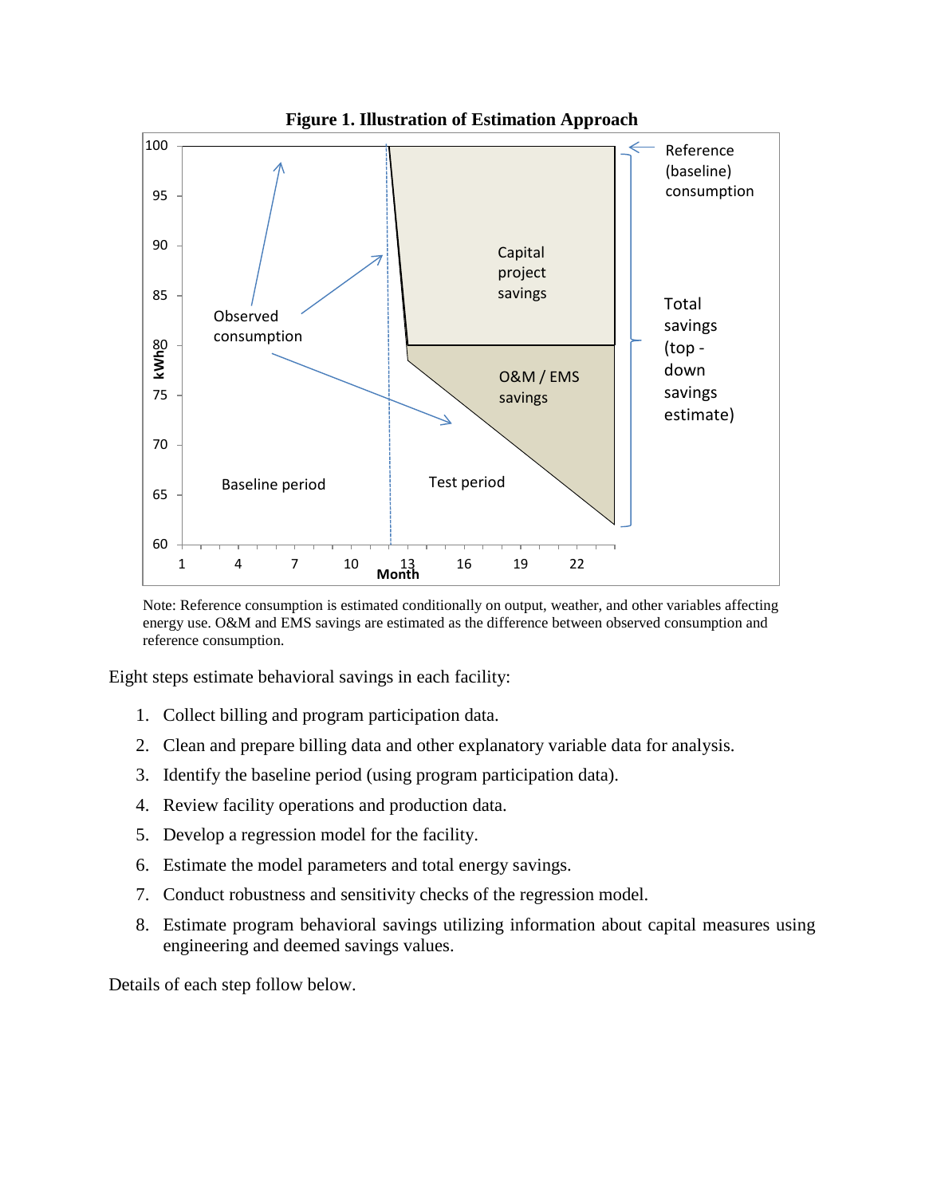**Figure 1. Illustration of Estimation Approach**

Note: Reference consumption is estimated conditionally on output, weather, and other variables affecting energy use. O&M and EMS savings are estimated as the difference between observed consumption and reference consumption.

Eight steps estimate behavioral savings in each facility:

1. Collect billing and program participation data.
2. Clean and prepare billing data and other explanatory variable data for analysis.
3. Identify the baseline period (using program participation data).
4. Review facility operations and production data.
5. Develop a regression model for the facility.
6. Estimate the model parameters and total energy savings.
7. Conduct robustness and sensitivity checks of the regression model.
8. Estimate program behavioral savings utilizing information about capital measures using engineering and deemed savings values.

Details of each step follow below.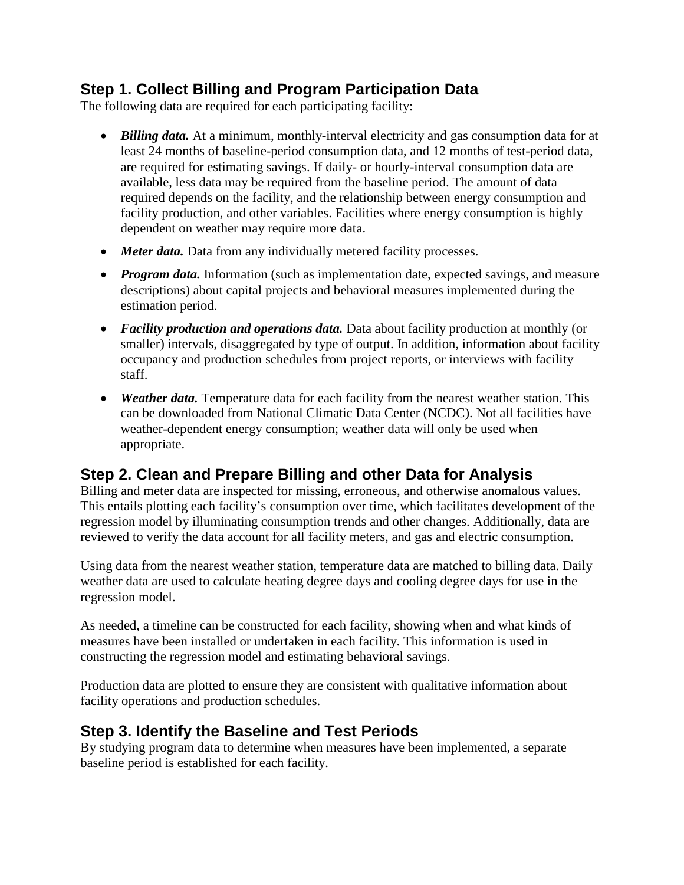## Step 1. Collect Billing and Program Participation Data

The following data are required for each participating facility:

- ***Billing data.*** At a minimum, monthly-interval electricity and gas consumption data for at least 24 months of baseline-period consumption data, and 12 months of test-period data, are required for estimating savings. If daily- or hourly-interval consumption data are available, less data may be required from the baseline period. The amount of data required depends on the facility, and the relationship between energy consumption and facility production, and other variables. Facilities where energy consumption is highly dependent on weather may require more data.
- ***Meter data.*** Data from any individually metered facility processes.
- ***Program data.*** Information (such as implementation date, expected savings, and measure descriptions) about capital projects and behavioral measures implemented during the estimation period.
- ***Facility production and operations data.*** Data about facility production at monthly (or smaller) intervals, disaggregated by type of output. In addition, information about facility occupancy and production schedules from project reports, or interviews with facility staff.
- ***Weather data.*** Temperature data for each facility from the nearest weather station. This can be downloaded from National Climatic Data Center (NCDC). Not all facilities have weather-dependent energy consumption; weather data will only be used when appropriate.

## Step 2. Clean and Prepare Billing and other Data for Analysis

Billing and meter data are inspected for missing, erroneous, and otherwise anomalous values. This entails plotting each facility's consumption over time, which facilitates development of the regression model by illuminating consumption trends and other changes. Additionally, data are reviewed to verify the data account for all facility meters, and gas and electric consumption.

Using data from the nearest weather station, temperature data are matched to billing data. Daily weather data are used to calculate heating degree days and cooling degree days for use in the regression model.

As needed, a timeline can be constructed for each facility, showing when and what kinds of measures have been installed or undertaken in each facility. This information is used in constructing the regression model and estimating behavioral savings.

Production data are plotted to ensure they are consistent with qualitative information about facility operations and production schedules.

## Step 3. Identify the Baseline and Test Periods

By studying program data to determine when measures have been implemented, a separate baseline period is established for each facility.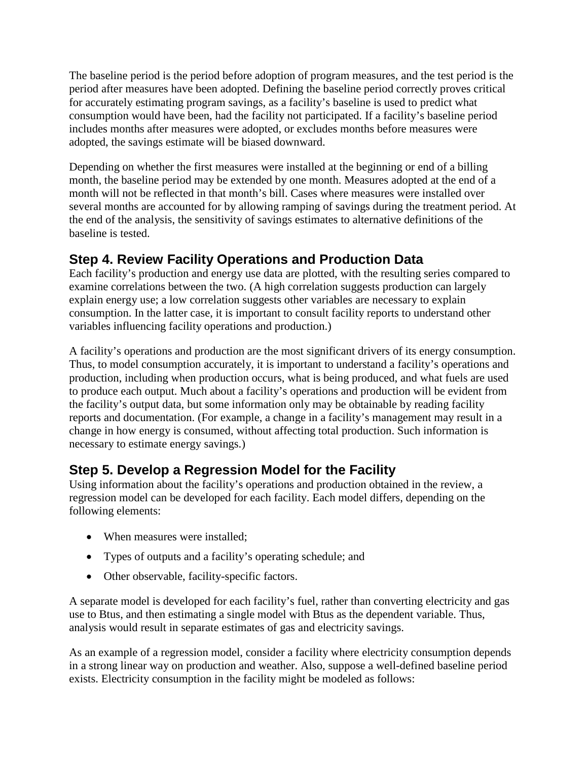The baseline period is the period before adoption of program measures, and the test period is the period after measures have been adopted. Defining the baseline period correctly proves critical for accurately estimating program savings, as a facility's baseline is used to predict what consumption would have been, had the facility not participated. If a facility's baseline period includes months after measures were adopted, or excludes months before measures were adopted, the savings estimate will be biased downward.

Depending on whether the first measures were installed at the beginning or end of a billing month, the baseline period may be extended by one month. Measures adopted at the end of a month will not be reflected in that month's bill. Cases where measures were installed over several months are accounted for by allowing ramping of savings during the treatment period. At the end of the analysis, the sensitivity of savings estimates to alternative definitions of the baseline is tested.

## Step 4. Review Facility Operations and Production Data

Each facility's production and energy use data are plotted, with the resulting series compared to examine correlations between the two. (A high correlation suggests production can largely explain energy use; a low correlation suggests other variables are necessary to explain consumption. In the latter case, it is important to consult facility reports to understand other variables influencing facility operations and production.)

A facility's operations and production are the most significant drivers of its energy consumption. Thus, to model consumption accurately, it is important to understand a facility's operations and production, including when production occurs, what is being produced, and what fuels are used to produce each output. Much about a facility's operations and production will be evident from the facility's output data, but some information only may be obtainable by reading facility reports and documentation. (For example, a change in a facility's management may result in a change in how energy is consumed, without affecting total production. Such information is necessary to estimate energy savings.)

## Step 5. Develop a Regression Model for the Facility

Using information about the facility's operations and production obtained in the review, a regression model can be developed for each facility. Each model differs, depending on the following elements:

- When measures were installed;
- Types of outputs and a facility's operating schedule; and
- Other observable, facility-specific factors.

A separate model is developed for each facility's fuel, rather than converting electricity and gas use to Btus, and then estimating a single model with Btus as the dependent variable. Thus, analysis would result in separate estimates of gas and electricity savings.

As an example of a regression model, consider a facility where electricity consumption depends in a strong linear way on production and weather. Also, suppose a well-defined baseline period exists. Electricity consumption in the facility might be modeled as follows: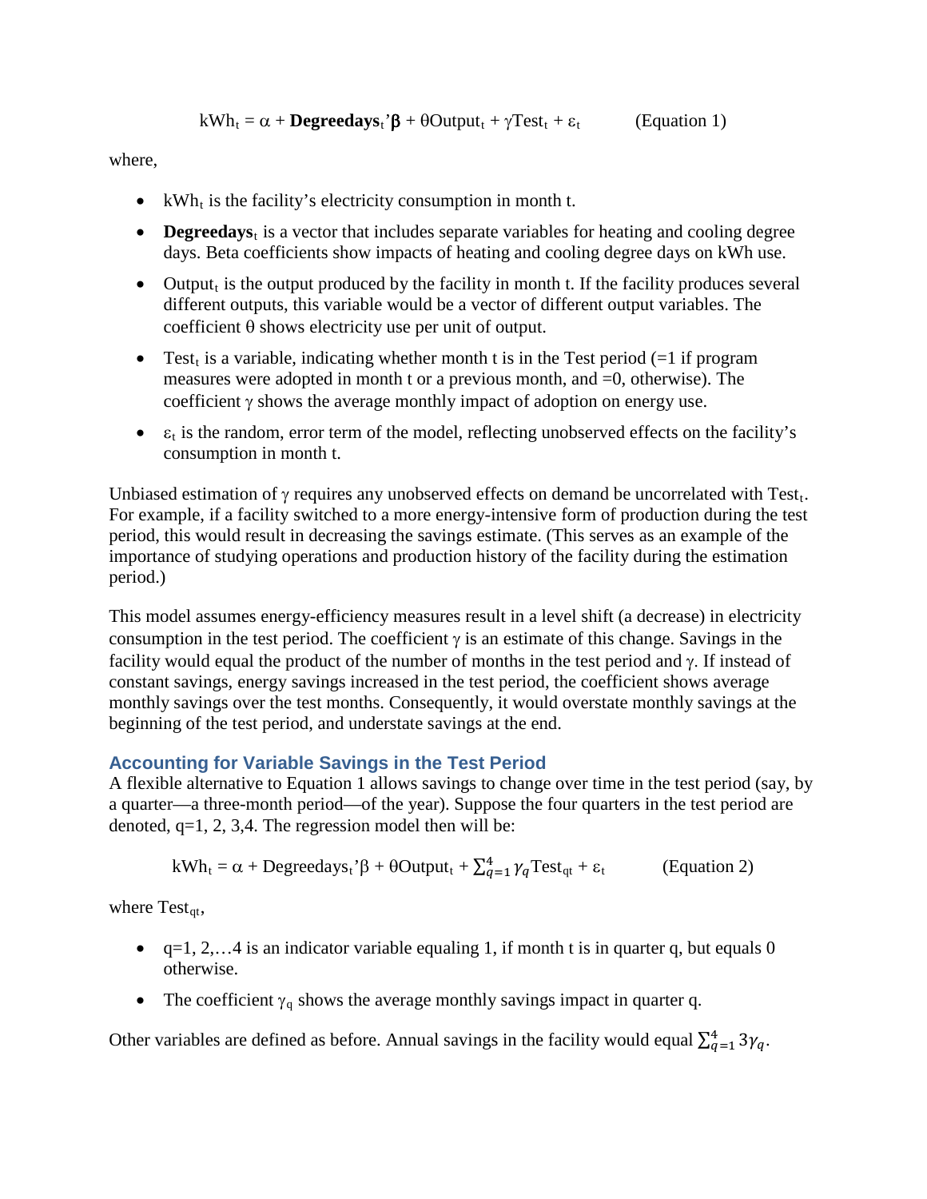$$kWh_t = \alpha + \mathbf{Degreedays}_t{}'\boldsymbol{\beta} + \theta Output_t + \gamma Test_t + \varepsilon_t \qquad \text{(Equation 1)}$$

where,

- $kWh_t$ is the facility's electricity consumption in month t.
- $\mathbf{Degreedays}_t$ is a vector that includes separate variables for heating and cooling degree days. Beta coefficients show impacts of heating and cooling degree days on kWh use.
- $Output_t$ is the output produced by the facility in month t. If the facility produces several different outputs, this variable would be a vector of different output variables. The coefficient $\theta$ shows electricity use per unit of output.
- $Test_t$ is a variable, indicating whether month t is in the Test period (=1 if program measures were adopted in month t or a previous month, and =0, otherwise). The coefficient $\gamma$ shows the average monthly impact of adoption on energy use.
- $\varepsilon_t$ is the random, error term of the model, reflecting unobserved effects on the facility's consumption in month t.

Unbiased estimation of $\gamma$ requires any unobserved effects on demand be uncorrelated with $Test_t$. For example, if a facility switched to a more energy-intensive form of production during the test period, this would result in decreasing the savings estimate. (This serves as an example of the importance of studying operations and production history of the facility during the estimation period.)

This model assumes energy-efficiency measures result in a level shift (a decrease) in electricity consumption in the test period. The coefficient $\gamma$ is an estimate of this change. Savings in the facility would equal the product of the number of months in the test period and $\gamma$. If instead of constant savings, energy savings increased in the test period, the coefficient shows average monthly savings over the test months. Consequently, it would overstate monthly savings at the beginning of the test period, and understate savings at the end.

### Accounting for Variable Savings in the Test Period

A flexible alternative to Equation 1 allows savings to change over time in the test period (say, by a quarter—a three-month period—of the year). Suppose the four quarters in the test period are denoted, q=1, 2, 3,4. The regression model then will be:

$$kWh_t = \alpha + Degreedays_t{}'\beta + \theta Output_t + \sum_{q=1}^{4} \gamma_q Test_{qt} + \varepsilon_t \qquad \text{(Equation 2)}$$

where $Test_{qt}$,

- q=1, 2,…4 is an indicator variable equaling 1, if month t is in quarter q, but equals 0 otherwise.
- The coefficient $\gamma_q$ shows the average monthly savings impact in quarter q.

Other variables are defined as before. Annual savings in the facility would equal $\sum_{q=1}^{4} 3\gamma_q$.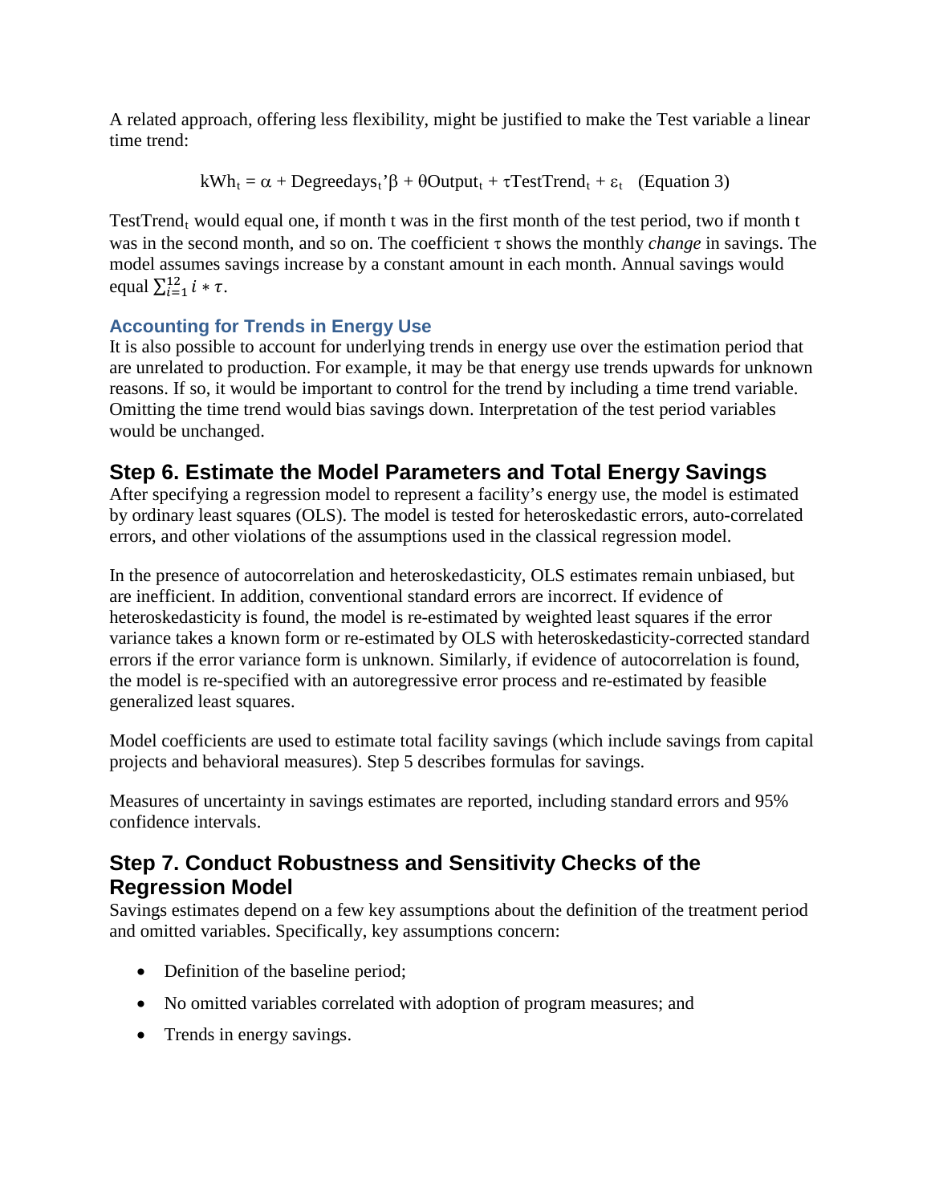A related approach, offering less flexibility, might be justified to make the Test variable a linear time trend:

$$kWh_t = \alpha + Degreedays_t'\beta + \theta Output_t + \tau TestTrend_t + \varepsilon_t \quad \text{(Equation 3)}$$

$TestTrend_t$ would equal one, if month t was in the first month of the test period, two if month t was in the second month, and so on. The coefficient $\tau$ shows the monthly *change* in savings. The model assumes savings increase by a constant amount in each month. Annual savings would equal $\sum_{i=1}^{12} i * \tau$.

### Accounting for Trends in Energy Use

It is also possible to account for underlying trends in energy use over the estimation period that are unrelated to production. For example, it may be that energy use trends upwards for unknown reasons. If so, it would be important to control for the trend by including a time trend variable. Omitting the time trend would bias savings down. Interpretation of the test period variables would be unchanged.

## Step 6. Estimate the Model Parameters and Total Energy Savings

After specifying a regression model to represent a facility's energy use, the model is estimated by ordinary least squares (OLS). The model is tested for heteroskedastic errors, auto-correlated errors, and other violations of the assumptions used in the classical regression model.

In the presence of autocorrelation and heteroskedasticity, OLS estimates remain unbiased, but are inefficient. In addition, conventional standard errors are incorrect. If evidence of heteroskedasticity is found, the model is re-estimated by weighted least squares if the error variance takes a known form or re-estimated by OLS with heteroskedasticity-corrected standard errors if the error variance form is unknown. Similarly, if evidence of autocorrelation is found, the model is re-specified with an autoregressive error process and re-estimated by feasible generalized least squares.

Model coefficients are used to estimate total facility savings (which include savings from capital projects and behavioral measures). Step 5 describes formulas for savings.

Measures of uncertainty in savings estimates are reported, including standard errors and 95% confidence intervals.

## Step 7. Conduct Robustness and Sensitivity Checks of the Regression Model

Savings estimates depend on a few key assumptions about the definition of the treatment period and omitted variables. Specifically, key assumptions concern:

- Definition of the baseline period;
- No omitted variables correlated with adoption of program measures; and
- Trends in energy savings.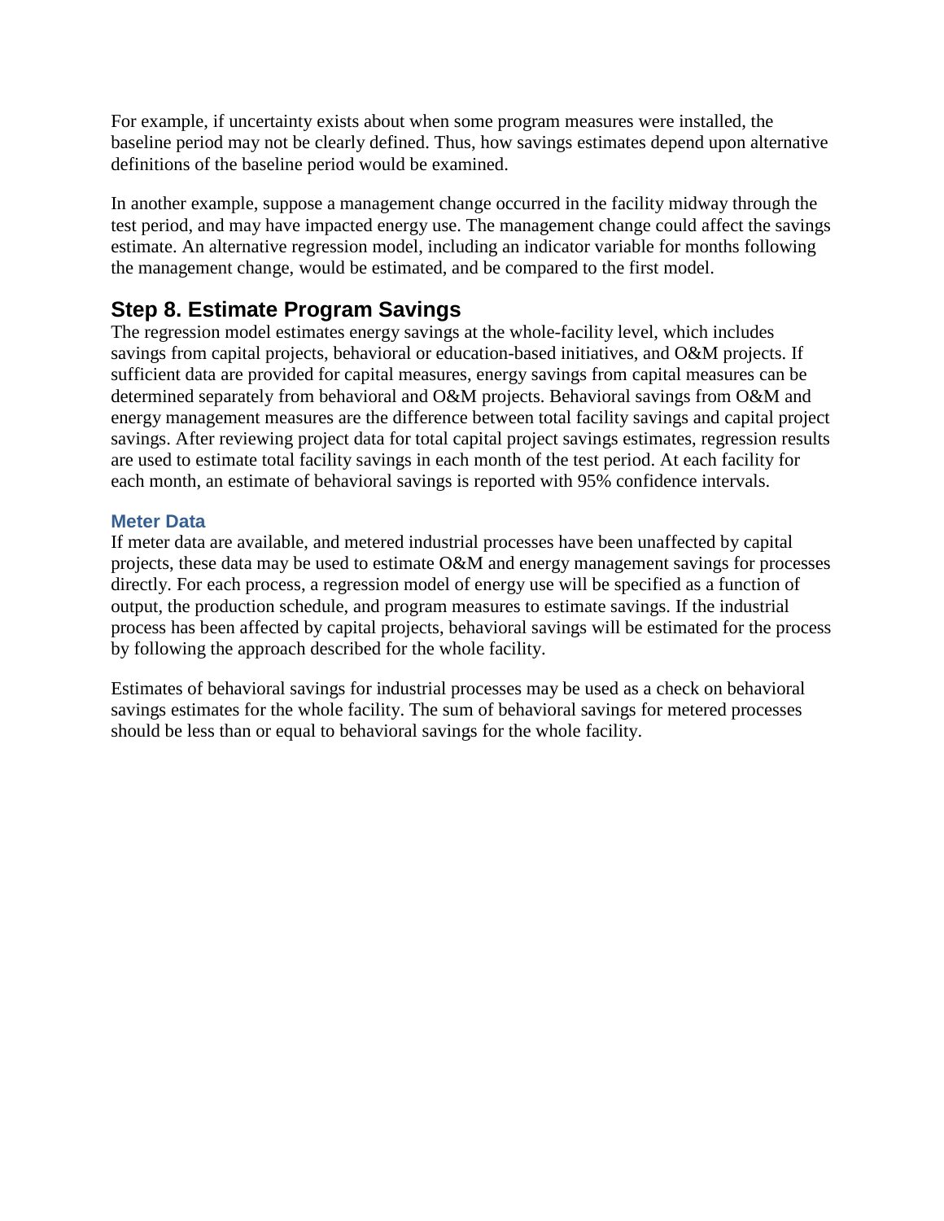For example, if uncertainty exists about when some program measures were installed, the baseline period may not be clearly defined. Thus, how savings estimates depend upon alternative definitions of the baseline period would be examined.

In another example, suppose a management change occurred in the facility midway through the test period, and may have impacted energy use. The management change could affect the savings estimate. An alternative regression model, including an indicator variable for months following the management change, would be estimated, and be compared to the first model.

## Step 8. Estimate Program Savings

The regression model estimates energy savings at the whole-facility level, which includes savings from capital projects, behavioral or education-based initiatives, and O&M projects. If sufficient data are provided for capital measures, energy savings from capital measures can be determined separately from behavioral and O&M projects. Behavioral savings from O&M and energy management measures are the difference between total facility savings and capital project savings. After reviewing project data for total capital project savings estimates, regression results are used to estimate total facility savings in each month of the test period. At each facility for each month, an estimate of behavioral savings is reported with 95% confidence intervals.

### Meter Data

If meter data are available, and metered industrial processes have been unaffected by capital projects, these data may be used to estimate O&M and energy management savings for processes directly. For each process, a regression model of energy use will be specified as a function of output, the production schedule, and program measures to estimate savings. If the industrial process has been affected by capital projects, behavioral savings will be estimated for the process by following the approach described for the whole facility.

Estimates of behavioral savings for industrial processes may be used as a check on behavioral savings estimates for the whole facility. The sum of behavioral savings for metered processes should be less than or equal to behavioral savings for the whole facility.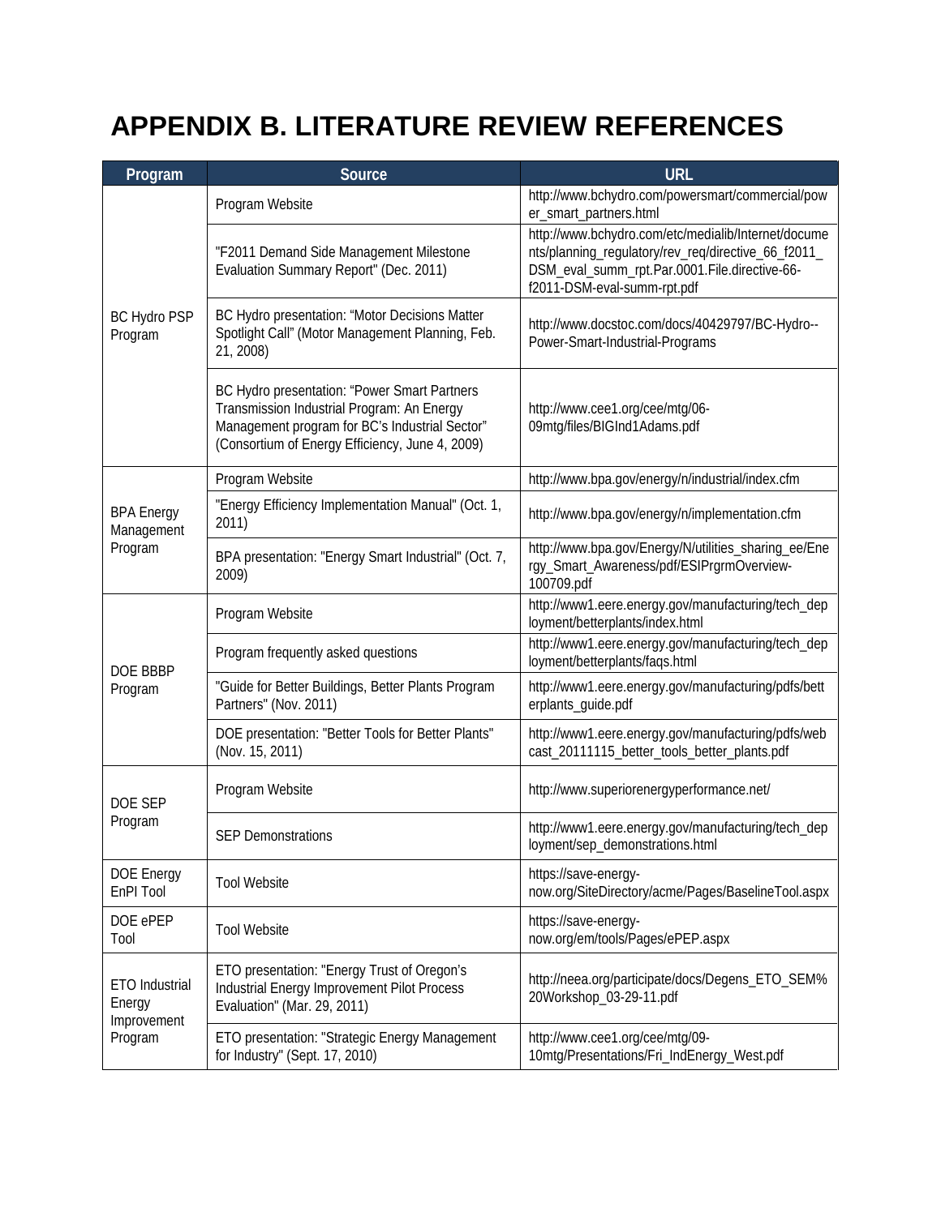# APPENDIX B. LITERATURE REVIEW REFERENCES

| Program | Source | URL |
|---|---|---|
| BC Hydro PSP Program | Program Website | http://www.bchydro.com/powersmart/commercial/power_smart_partners.html |
| | "F2011 Demand Side Management Milestone Evaluation Summary Report" (Dec. 2011) | http://www.bchydro.com/etc/medialib/Internet/documents/planning_regulatory/rev_req/directive_66_f2011_DSM_eval_summ_rpt.Par.0001.File.directive-66-f2011-DSM-eval-summ-rpt.pdf |
| | BC Hydro presentation: "Motor Decisions Matter Spotlight Call" (Motor Management Planning, Feb. 21, 2008) | http://www.docstoc.com/docs/40429797/BC-Hydro--Power-Smart-Industrial-Programs |
| | BC Hydro presentation: "Power Smart Partners Transmission Industrial Program: An Energy Management program for BC's Industrial Sector" (Consortium of Energy Efficiency, June 4, 2009) | http://www.cee1.org/cee/mtg/06-09mtg/files/BIGInd1Adams.pdf |
| BPA Energy Management Program | Program Website | http://www.bpa.gov/energy/n/industrial/index.cfm |
| | "Energy Efficiency Implementation Manual" (Oct. 1, 2011) | http://www.bpa.gov/energy/n/implementation.cfm |
| | BPA presentation: "Energy Smart Industrial" (Oct. 7, 2009) | http://www.bpa.gov/Energy/N/utilities_sharing_ee/Energy_Smart_Awareness/pdf/ESIPrgrmOverview-100709.pdf |
| DOE BBBP Program | Program Website | http://www1.eere.energy.gov/manufacturing/tech_deployment/betterplants/index.html |
| | Program frequently asked questions | http://www1.eere.energy.gov/manufacturing/tech_deployment/betterplants/faqs.html |
| | "Guide for Better Buildings, Better Plants Program Partners" (Nov. 2011) | http://www1.eere.energy.gov/manufacturing/pdfs/betterplants_guide.pdf |
| | DOE presentation: "Better Tools for Better Plants" (Nov. 15, 2011) | http://www1.eere.energy.gov/manufacturing/pdfs/webcast_20111115_better_tools_better_plants.pdf |
| DOE SEP Program | Program Website | http://www.superiorenergyperformance.net/ |
| | SEP Demonstrations | http://www1.eere.energy.gov/manufacturing/tech_deployment/sep_demonstrations.html |
| DOE Energy EnPI Tool | Tool Website | https://save-energy-now.org/SiteDirectory/acme/Pages/BaselineTool.aspx |
| DOE ePEP Tool | Tool Website | https://save-energy-now.org/em/tools/Pages/ePEP.aspx |
| ETO Industrial Energy Improvement Program | ETO presentation: "Energy Trust of Oregon's Industrial Energy Improvement Pilot Process Evaluation" (Mar. 29, 2011) | http://neea.org/participate/docs/Degens_ETO_SEM%20Workshop_03-29-11.pdf |
| | ETO presentation: "Strategic Energy Management for Industry" (Sept. 17, 2010) | http://www.cee1.org/cee/mtg/09-10mtg/Presentations/Fri_IndEnergy_West.pdf |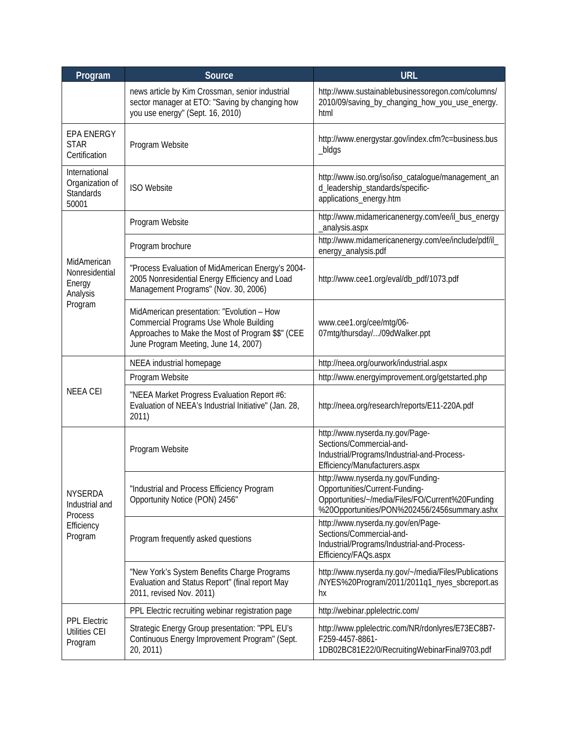| Program | Source | URL |
|---|---|---|
| | news article by Kim Crossman, senior industrial sector manager at ETO: "Saving by changing how you use energy" (Sept. 16, 2010) | http://www.sustainablebusinessoregon.com/columns/2010/09/saving_by_changing_how_you_use_energy.html |
| EPA ENERGY STAR Certification | Program Website | http://www.energystar.gov/index.cfm?c=business.bus_bldgs |
| International Organization of Standards 50001 | ISO Website | http://www.iso.org/iso/iso_catalogue/management_and_leadership_standards/specific-applications_energy.htm |
| MidAmerican Nonresidential Energy Analysis Program | Program Website | http://www.midamericanenergy.com/ee/il_bus_energy_analysis.aspx |
| | Program brochure | http://www.midamericanenergy.com/ee/include/pdf/il_energy_analysis.pdf |
| | "Process Evaluation of MidAmerican Energy's 2004-2005 Nonresidential Energy Efficiency and Load Management Programs" (Nov. 30, 2006) | http://www.cee1.org/eval/db_pdf/1073.pdf |
| | MidAmerican presentation: "Evolution – How Commercial Programs Use Whole Building Approaches to Make the Most of Program $$" (CEE June Program Meeting, June 14, 2007) | www.cee1.org/cee/mtg/06-07mtg/thursday/.../09dWalker.ppt |
| NEEA CEI | NEEA industrial homepage | http://neea.org/ourwork/industrial.aspx |
| | Program Website | http://www.energyimprovement.org/getstarted.php |
| | "NEEA Market Progress Evaluation Report #6: Evaluation of NEEA's Industrial Initiative" (Jan. 28, 2011) | http://neea.org/research/reports/E11-220A.pdf |
| NYSERDA Industrial and Process Efficiency Program | Program Website | http://www.nyserda.ny.gov/Page-Sections/Commercial-and-Industrial/Programs/Industrial-and-Process-Efficiency/Manufacturers.aspx |
| | "Industrial and Process Efficiency Program Opportunity Notice (PON) 2456" | http://www.nyserda.ny.gov/Funding-Opportunities/Current-Funding-Opportunities/~/media/Files/FO/Current%20Funding%20Opportunities/PON%202456/2456summary.ashx |
| | Program frequently asked questions | http://www.nyserda.ny.gov/en/Page-Sections/Commercial-and-Industrial/Programs/Industrial-and-Process-Efficiency/FAQs.aspx |
| | "New York's System Benefits Charge Programs Evaluation and Status Report" (final report May 2011, revised Nov. 2011) | http://www.nyserda.ny.gov/~/media/Files/Publications/NYES%20Program/2011/2011q1_nyes_sbcreport.ashx |
| PPL Electric Utilities CEI Program | PPL Electric recruiting webinar registration page | http://webinar.pplelectric.com/ |
| | Strategic Energy Group presentation: "PPL EU's Continuous Energy Improvement Program" (Sept. 20, 2011) | http://www.pplelectric.com/NR/rdonlyres/E73EC8B7-F259-4457-8861-1DB02BC81E22/0/RecruitingWebinarFinal9703.pdf |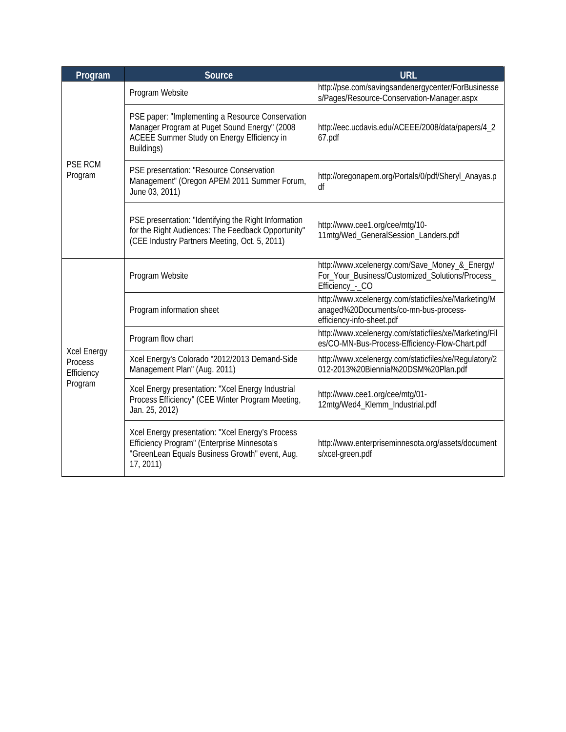| Program | Source | URL |
| --- | --- | --- |
| PSE RCM Program | Program Website | http://pse.com/savingsandenergycenter/ForBusinesses/Pages/Resource-Conservation-Manager.aspx |
| | PSE paper: "Implementing a Resource Conservation Manager Program at Puget Sound Energy" (2008 ACEEE Summer Study on Energy Efficiency in Buildings) | http://eec.ucdavis.edu/ACEEE/2008/data/papers/4_267.pdf |
| | PSE presentation: "Resource Conservation Management" (Oregon APEM 2011 Summer Forum, June 03, 2011) | http://oregonapem.org/Portals/0/pdf/Sheryl_Anayas.pdf |
| | PSE presentation: "Identifying the Right Information for the Right Audiences: The Feedback Opportunity" (CEE Industry Partners Meeting, Oct. 5, 2011) | http://www.cee1.org/cee/mtg/10-11mtg/Wed_GeneralSession_Landers.pdf |
| Xcel Energy Process Efficiency Program | Program Website | http://www.xcelenergy.com/Save_Money_&_Energy/For_Your_Business/Customized_Solutions/Process_Efficiency_-_CO |
| | Program information sheet | http://www.xcelenergy.com/staticfiles/xe/Marketing/Managed%20Documents/co-mn-bus-process-efficiency-info-sheet.pdf |
| | Program flow chart | http://www.xcelenergy.com/staticfiles/xe/Marketing/Files/CO-MN-Bus-Process-Efficiency-Flow-Chart.pdf |
| | Xcel Energy's Colorado "2012/2013 Demand-Side Management Plan" (Aug. 2011) | http://www.xcelenergy.com/staticfiles/xe/Regulatory/2012-2013%20Biennial%20DSM%20Plan.pdf |
| | Xcel Energy presentation: "Xcel Energy Industrial Process Efficiency" (CEE Winter Program Meeting, Jan. 25, 2012) | http://www.cee1.org/cee/mtg/01-12mtg/Wed4_Klemm_Industrial.pdf |
| | Xcel Energy presentation: "Xcel Energy's Process Efficiency Program" (Enterprise Minnesota's "GreenLean Equals Business Growth" event, Aug. 17, 2011) | http://www.enterpriseminnesota.org/assets/documents/xcel-green.pdf |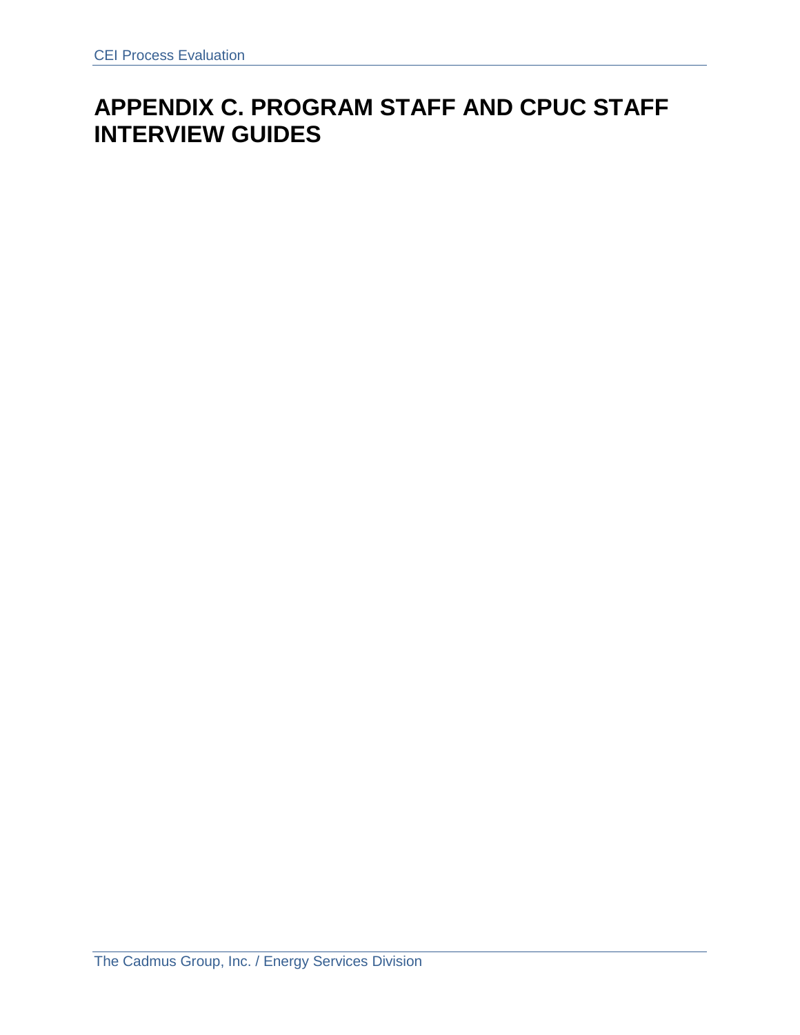# APPENDIX C. PROGRAM STAFF AND CPUC STAFF INTERVIEW GUIDES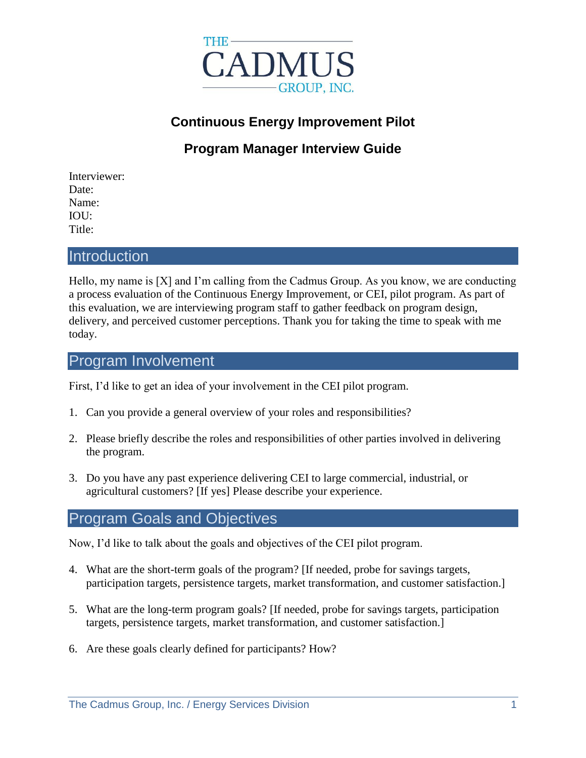# Continuous Energy Improvement Pilot

## Program Manager Interview Guide

Interviewer:
Date:
Name:
IOU:
Title:

## Introduction

Hello, my name is [X] and I'm calling from the Cadmus Group. As you know, we are conducting a process evaluation of the Continuous Energy Improvement, or CEI, pilot program. As part of this evaluation, we are interviewing program staff to gather feedback on program design, delivery, and perceived customer perceptions. Thank you for taking the time to speak with me today.

## Program Involvement

First, I'd like to get an idea of your involvement in the CEI pilot program.

1. Can you provide a general overview of your roles and responsibilities?

2. Please briefly describe the roles and responsibilities of other parties involved in delivering the program.

3. Do you have any past experience delivering CEI to large commercial, industrial, or agricultural customers? [If yes] Please describe your experience.

## Program Goals and Objectives

Now, I'd like to talk about the goals and objectives of the CEI pilot program.

4. What are the short-term goals of the program? [If needed, probe for savings targets, participation targets, persistence targets, market transformation, and customer satisfaction.]

5. What are the long-term program goals? [If needed, probe for savings targets, participation targets, persistence targets, market transformation, and customer satisfaction.]

6. Are these goals clearly defined for participants? How?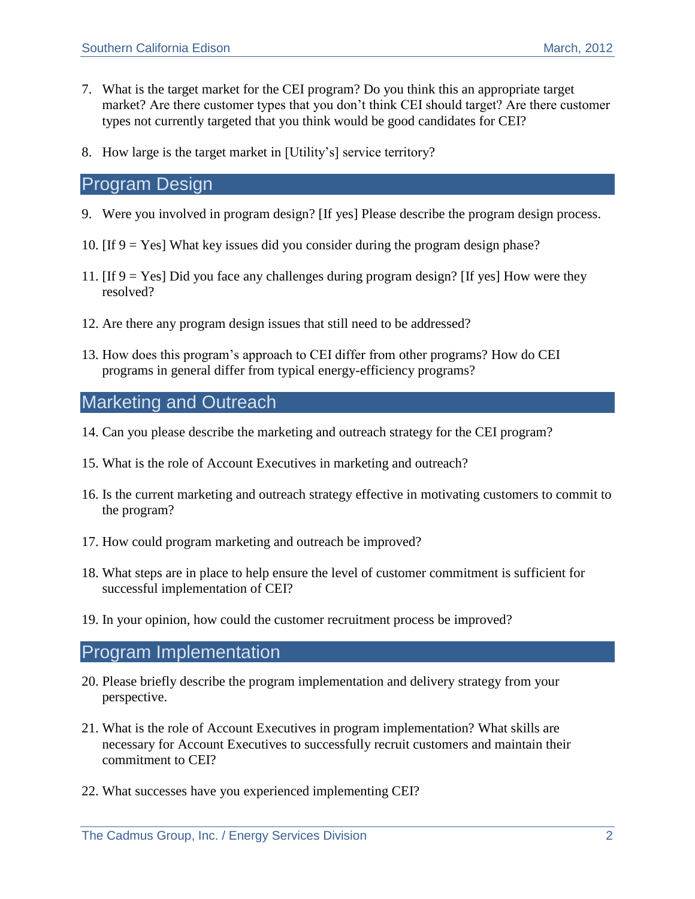7. What is the target market for the CEI program? Do you think this an appropriate target market? Are there customer types that you don't think CEI should target? Are there customer types not currently targeted that you think would be good candidates for CEI?

8. How large is the target market in [Utility's] service territory?

## Program Design

9. Were you involved in program design? [If yes] Please describe the program design process.

10. [If 9 = Yes] What key issues did you consider during the program design phase?

11. [If 9 = Yes] Did you face any challenges during program design? [If yes] How were they resolved?

12. Are there any program design issues that still need to be addressed?

13. How does this program's approach to CEI differ from other programs? How do CEI programs in general differ from typical energy-efficiency programs?

## Marketing and Outreach

14. Can you please describe the marketing and outreach strategy for the CEI program?

15. What is the role of Account Executives in marketing and outreach?

16. Is the current marketing and outreach strategy effective in motivating customers to commit to the program?

17. How could program marketing and outreach be improved?

18. What steps are in place to help ensure the level of customer commitment is sufficient for successful implementation of CEI?

19. In your opinion, how could the customer recruitment process be improved?

## Program Implementation

20. Please briefly describe the program implementation and delivery strategy from your perspective.

21. What is the role of Account Executives in program implementation? What skills are necessary for Account Executives to successfully recruit customers and maintain their commitment to CEI?

22. What successes have you experienced implementing CEI?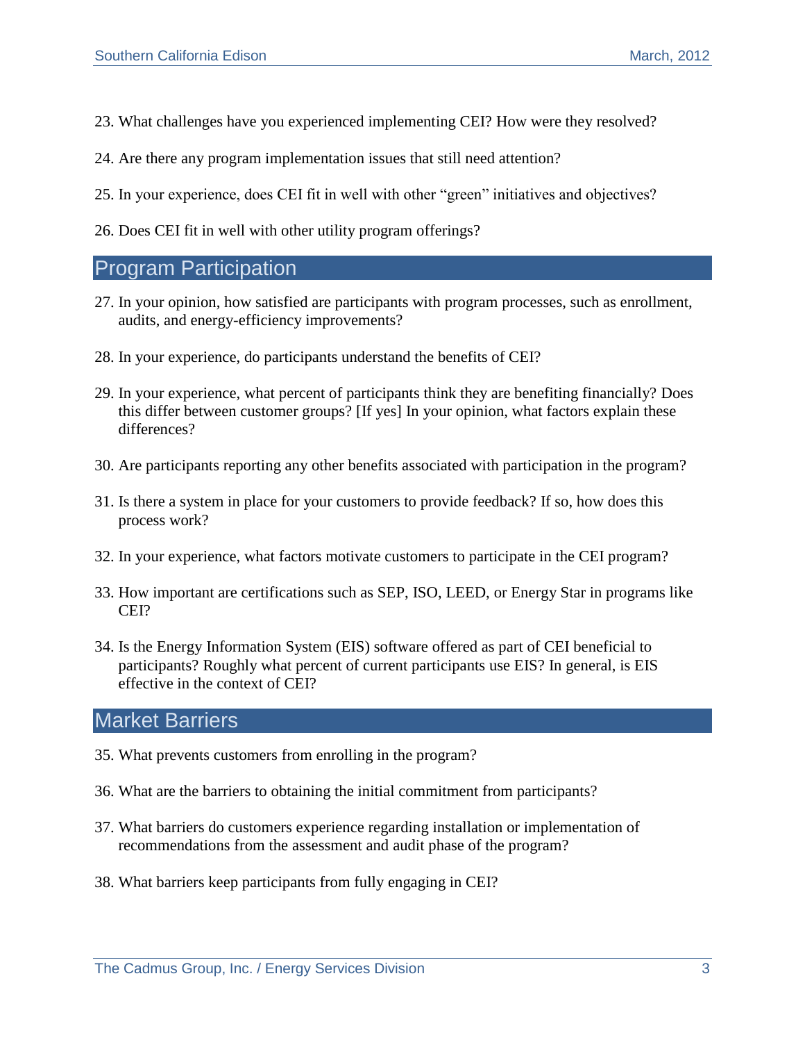23. What challenges have you experienced implementing CEI? How were they resolved?

24. Are there any program implementation issues that still need attention?

25. In your experience, does CEI fit in well with other “green” initiatives and objectives?

26. Does CEI fit in well with other utility program offerings?

## Program Participation

27. In your opinion, how satisfied are participants with program processes, such as enrollment, audits, and energy-efficiency improvements?

28. In your experience, do participants understand the benefits of CEI?

29. In your experience, what percent of participants think they are benefiting financially? Does this differ between customer groups? [If yes] In your opinion, what factors explain these differences?

30. Are participants reporting any other benefits associated with participation in the program?

31. Is there a system in place for your customers to provide feedback? If so, how does this process work?

32. In your experience, what factors motivate customers to participate in the CEI program?

33. How important are certifications such as SEP, ISO, LEED, or Energy Star in programs like CEI?

34. Is the Energy Information System (EIS) software offered as part of CEI beneficial to participants? Roughly what percent of current participants use EIS? In general, is EIS effective in the context of CEI?

## Market Barriers

35. What prevents customers from enrolling in the program?

36. What are the barriers to obtaining the initial commitment from participants?

37. What barriers do customers experience regarding installation or implementation of recommendations from the assessment and audit phase of the program?

38. What barriers keep participants from fully engaging in CEI?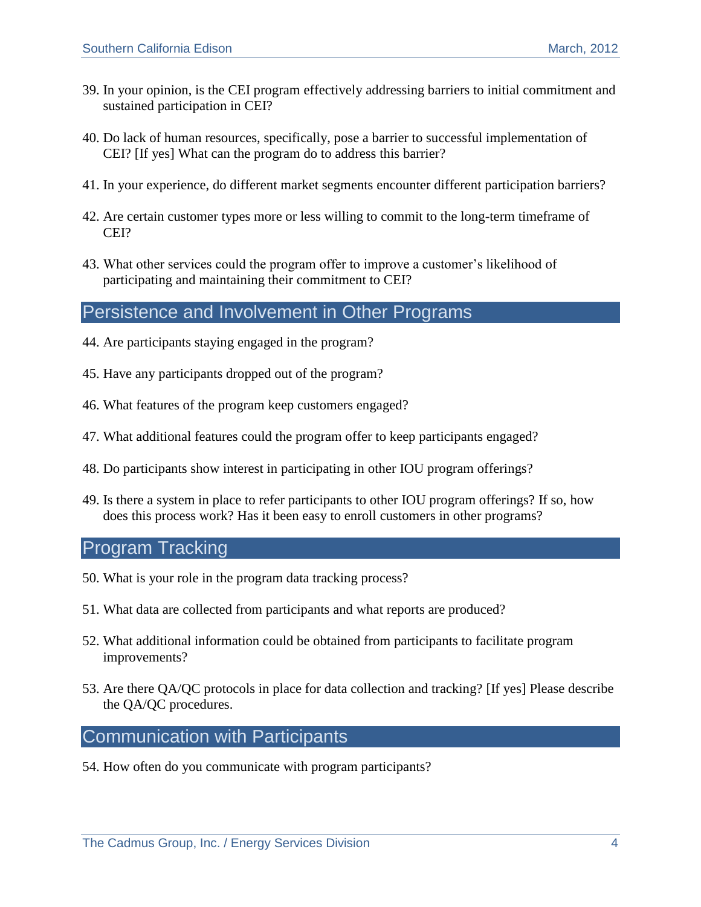39. In your opinion, is the CEI program effectively addressing barriers to initial commitment and sustained participation in CEI?

40. Do lack of human resources, specifically, pose a barrier to successful implementation of CEI? [If yes] What can the program do to address this barrier?

41. In your experience, do different market segments encounter different participation barriers?

42. Are certain customer types more or less willing to commit to the long-term timeframe of CEI?

43. What other services could the program offer to improve a customer's likelihood of participating and maintaining their commitment to CEI?

## Persistence and Involvement in Other Programs

44. Are participants staying engaged in the program?

45. Have any participants dropped out of the program?

46. What features of the program keep customers engaged?

47. What additional features could the program offer to keep participants engaged?

48. Do participants show interest in participating in other IOU program offerings?

49. Is there a system in place to refer participants to other IOU program offerings? If so, how does this process work? Has it been easy to enroll customers in other programs?

## Program Tracking

50. What is your role in the program data tracking process?

51. What data are collected from participants and what reports are produced?

52. What additional information could be obtained from participants to facilitate program improvements?

53. Are there QA/QC protocols in place for data collection and tracking? [If yes] Please describe the QA/QC procedures.

## Communication with Participants

54. How often do you communicate with program participants?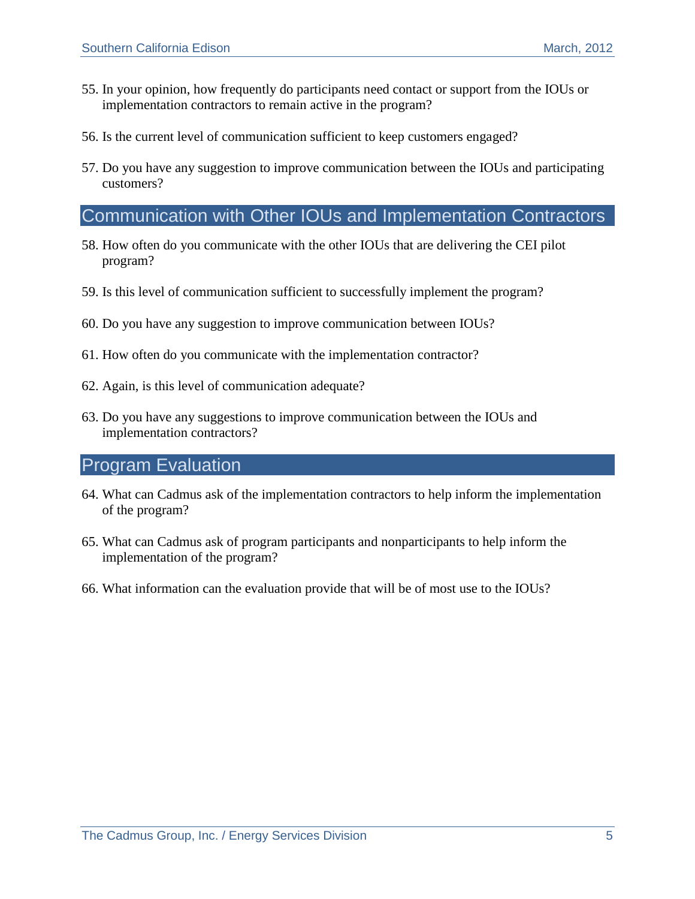55. In your opinion, how frequently do participants need contact or support from the IOUs or implementation contractors to remain active in the program?

56. Is the current level of communication sufficient to keep customers engaged?

57. Do you have any suggestion to improve communication between the IOUs and participating customers?

## Communication with Other IOUs and Implementation Contractors

58. How often do you communicate with the other IOUs that are delivering the CEI pilot program?

59. Is this level of communication sufficient to successfully implement the program?

60. Do you have any suggestion to improve communication between IOUs?

61. How often do you communicate with the implementation contractor?

62. Again, is this level of communication adequate?

63. Do you have any suggestions to improve communication between the IOUs and implementation contractors?

## Program Evaluation

64. What can Cadmus ask of the implementation contractors to help inform the implementation of the program?

65. What can Cadmus ask of program participants and nonparticipants to help inform the implementation of the program?

66. What information can the evaluation provide that will be of most use to the IOUs?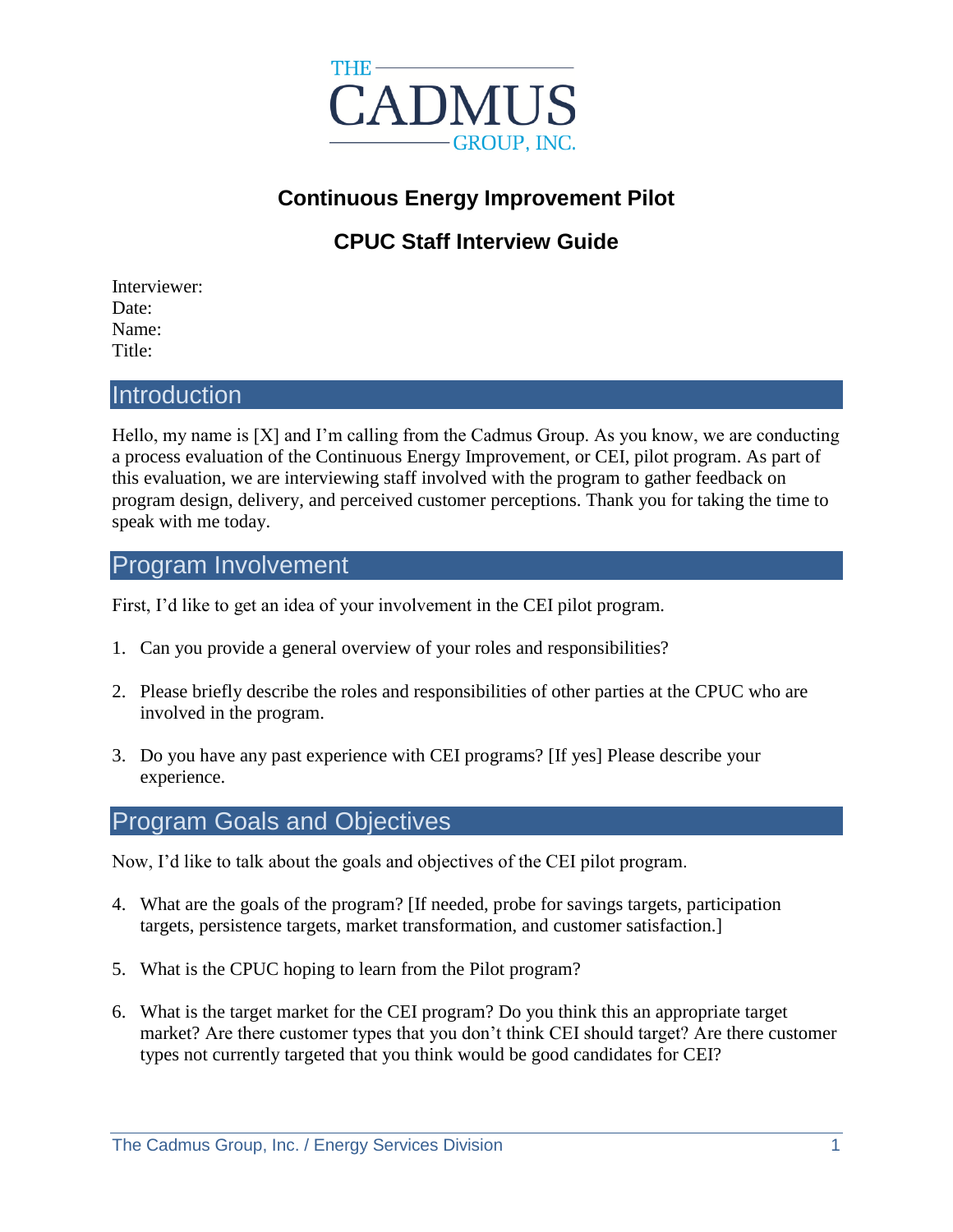THE CADMUS GROUP, INC.

# Continuous Energy Improvement Pilot

## CPUC Staff Interview Guide

Interviewer:
Date:
Name:
Title:

## Introduction

Hello, my name is [X] and I'm calling from the Cadmus Group. As you know, we are conducting a process evaluation of the Continuous Energy Improvement, or CEI, pilot program. As part of this evaluation, we are interviewing staff involved with the program to gather feedback on program design, delivery, and perceived customer perceptions. Thank you for taking the time to speak with me today.

## Program Involvement

First, I'd like to get an idea of your involvement in the CEI pilot program.

1. Can you provide a general overview of your roles and responsibilities?

2. Please briefly describe the roles and responsibilities of other parties at the CPUC who are involved in the program.

3. Do you have any past experience with CEI programs? [If yes] Please describe your experience.

## Program Goals and Objectives

Now, I'd like to talk about the goals and objectives of the CEI pilot program.

4. What are the goals of the program? [If needed, probe for savings targets, participation targets, persistence targets, market transformation, and customer satisfaction.]

5. What is the CPUC hoping to learn from the Pilot program?

6. What is the target market for the CEI program? Do you think this an appropriate target market? Are there customer types that you don't think CEI should target? Are there customer types not currently targeted that you think would be good candidates for CEI?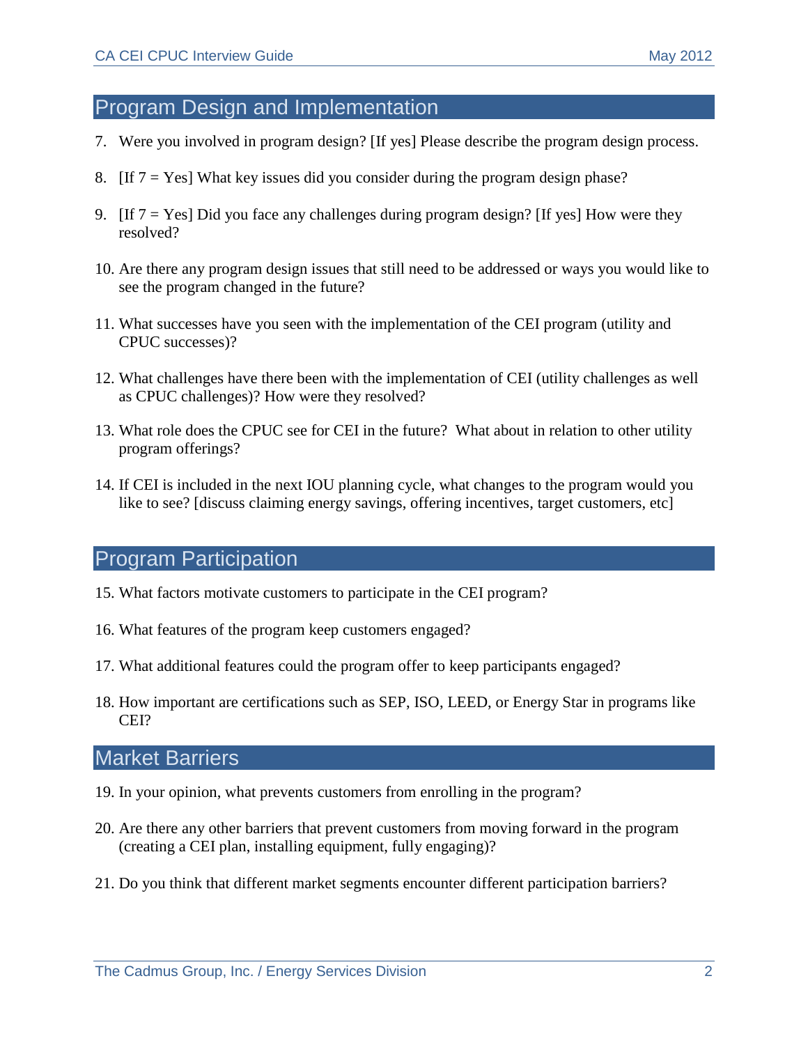## Program Design and Implementation

7. Were you involved in program design? [If yes] Please describe the program design process.

8. [If 7 = Yes] What key issues did you consider during the program design phase?

9. [If 7 = Yes] Did you face any challenges during program design? [If yes] How were they resolved?

10. Are there any program design issues that still need to be addressed or ways you would like to see the program changed in the future?

11. What successes have you seen with the implementation of the CEI program (utility and CPUC successes)?

12. What challenges have there been with the implementation of CEI (utility challenges as well as CPUC challenges)? How were they resolved?

13. What role does the CPUC see for CEI in the future? What about in relation to other utility program offerings?

14. If CEI is included in the next IOU planning cycle, what changes to the program would you like to see? [discuss claiming energy savings, offering incentives, target customers, etc]

## Program Participation

15. What factors motivate customers to participate in the CEI program?

16. What features of the program keep customers engaged?

17. What additional features could the program offer to keep participants engaged?

18. How important are certifications such as SEP, ISO, LEED, or Energy Star in programs like CEI?

## Market Barriers

19. In your opinion, what prevents customers from enrolling in the program?

20. Are there any other barriers that prevent customers from moving forward in the program (creating a CEI plan, installing equipment, fully engaging)?

21. Do you think that different market segments encounter different participation barriers?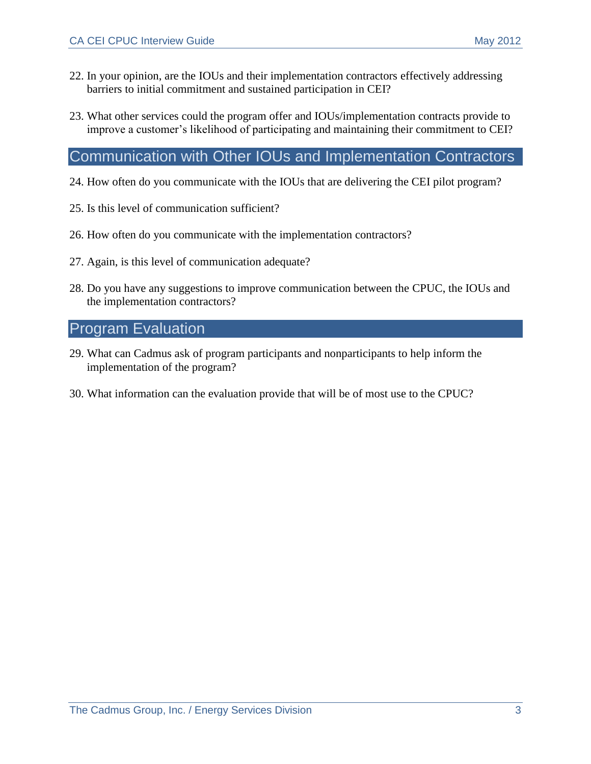22. In your opinion, are the IOUs and their implementation contractors effectively addressing barriers to initial commitment and sustained participation in CEI?

23. What other services could the program offer and IOUs/implementation contracts provide to improve a customer's likelihood of participating and maintaining their commitment to CEI?

## Communication with Other IOUs and Implementation Contractors

24. How often do you communicate with the IOUs that are delivering the CEI pilot program?

25. Is this level of communication sufficient?

26. How often do you communicate with the implementation contractors?

27. Again, is this level of communication adequate?

28. Do you have any suggestions to improve communication between the CPUC, the IOUs and the implementation contractors?

## Program Evaluation

29. What can Cadmus ask of program participants and nonparticipants to help inform the implementation of the program?

30. What information can the evaluation provide that will be of most use to the CPUC?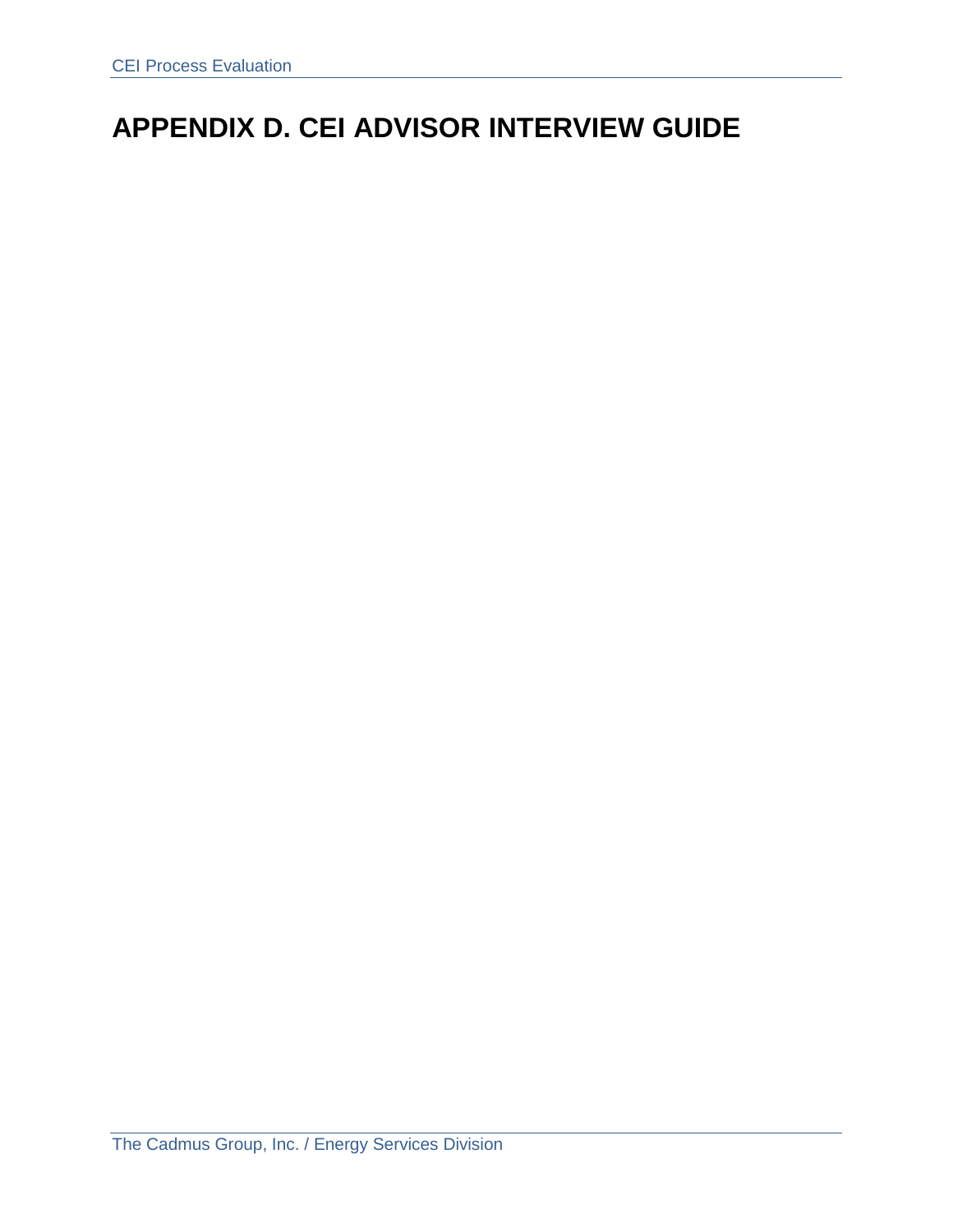# APPENDIX D. CEI ADVISOR INTERVIEW GUIDE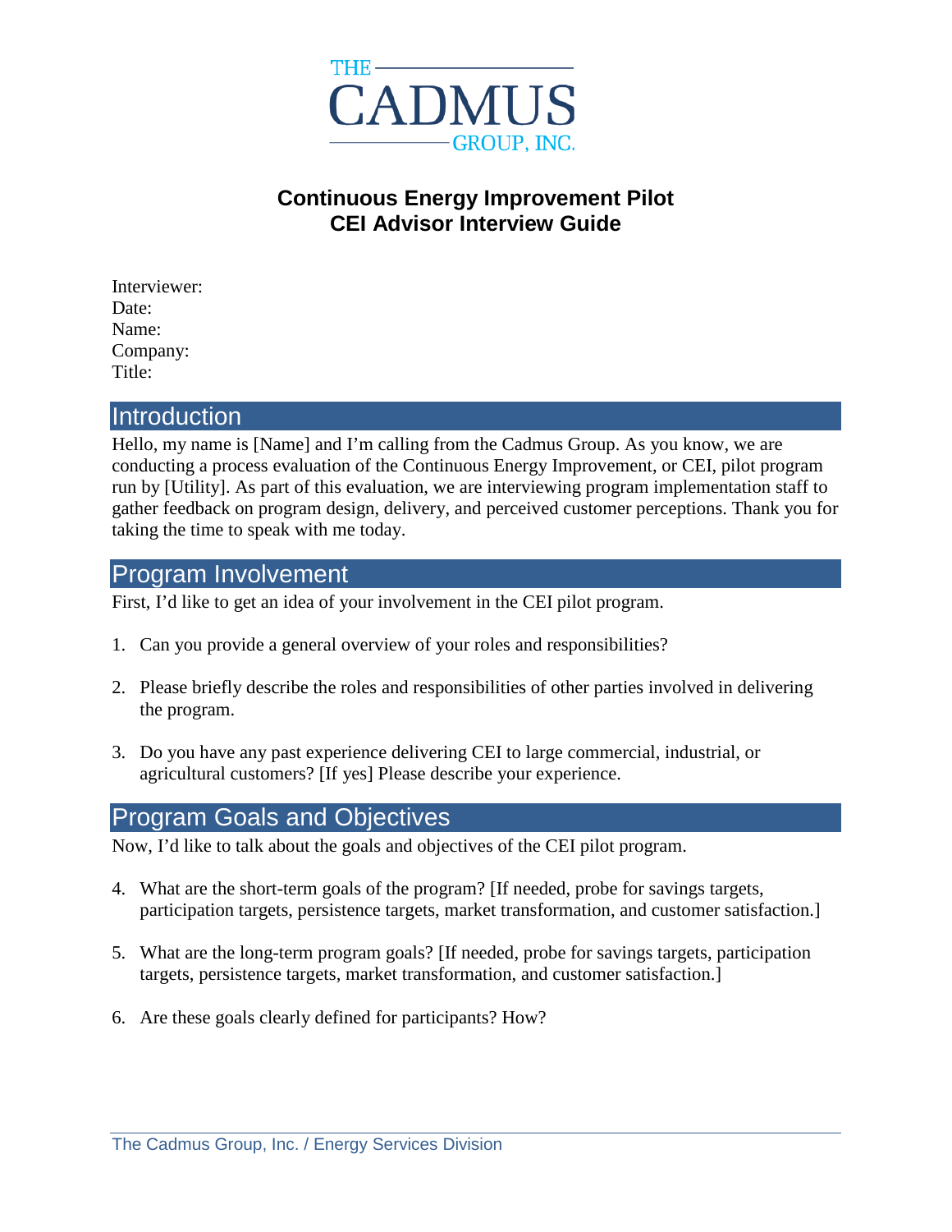# Continuous Energy Improvement Pilot
# CEI Advisor Interview Guide

Interviewer:
Date:
Name:
Company:
Title:

## Introduction

Hello, my name is [Name] and I'm calling from the Cadmus Group. As you know, we are conducting a process evaluation of the Continuous Energy Improvement, or CEI, pilot program run by [Utility]. As part of this evaluation, we are interviewing program implementation staff to gather feedback on program design, delivery, and perceived customer perceptions. Thank you for taking the time to speak with me today.

## Program Involvement

First, I'd like to get an idea of your involvement in the CEI pilot program.

1. Can you provide a general overview of your roles and responsibilities?

2. Please briefly describe the roles and responsibilities of other parties involved in delivering the program.

3. Do you have any past experience delivering CEI to large commercial, industrial, or agricultural customers? [If yes] Please describe your experience.

## Program Goals and Objectives

Now, I'd like to talk about the goals and objectives of the CEI pilot program.

4. What are the short-term goals of the program? [If needed, probe for savings targets, participation targets, persistence targets, market transformation, and customer satisfaction.]

5. What are the long-term program goals? [If needed, probe for savings targets, participation targets, persistence targets, market transformation, and customer satisfaction.]

6. Are these goals clearly defined for participants? How?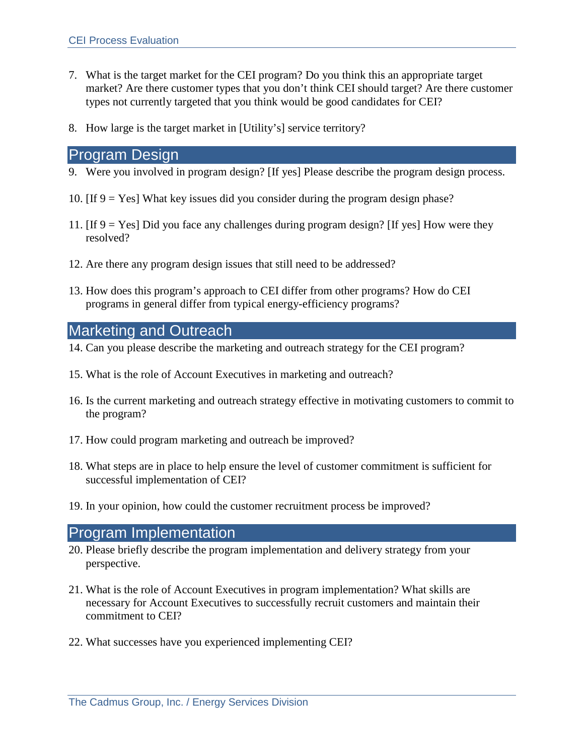7. What is the target market for the CEI program? Do you think this an appropriate target market? Are there customer types that you don't think CEI should target? Are there customer types not currently targeted that you think would be good candidates for CEI?

8. How large is the target market in [Utility's] service territory?

## Program Design

9. Were you involved in program design? [If yes] Please describe the program design process.

10. [If 9 = Yes] What key issues did you consider during the program design phase?

11. [If 9 = Yes] Did you face any challenges during program design? [If yes] How were they resolved?

12. Are there any program design issues that still need to be addressed?

13. How does this program's approach to CEI differ from other programs? How do CEI programs in general differ from typical energy-efficiency programs?

## Marketing and Outreach

14. Can you please describe the marketing and outreach strategy for the CEI program?

15. What is the role of Account Executives in marketing and outreach?

16. Is the current marketing and outreach strategy effective in motivating customers to commit to the program?

17. How could program marketing and outreach be improved?

18. What steps are in place to help ensure the level of customer commitment is sufficient for successful implementation of CEI?

19. In your opinion, how could the customer recruitment process be improved?

## Program Implementation

20. Please briefly describe the program implementation and delivery strategy from your perspective.

21. What is the role of Account Executives in program implementation? What skills are necessary for Account Executives to successfully recruit customers and maintain their commitment to CEI?

22. What successes have you experienced implementing CEI?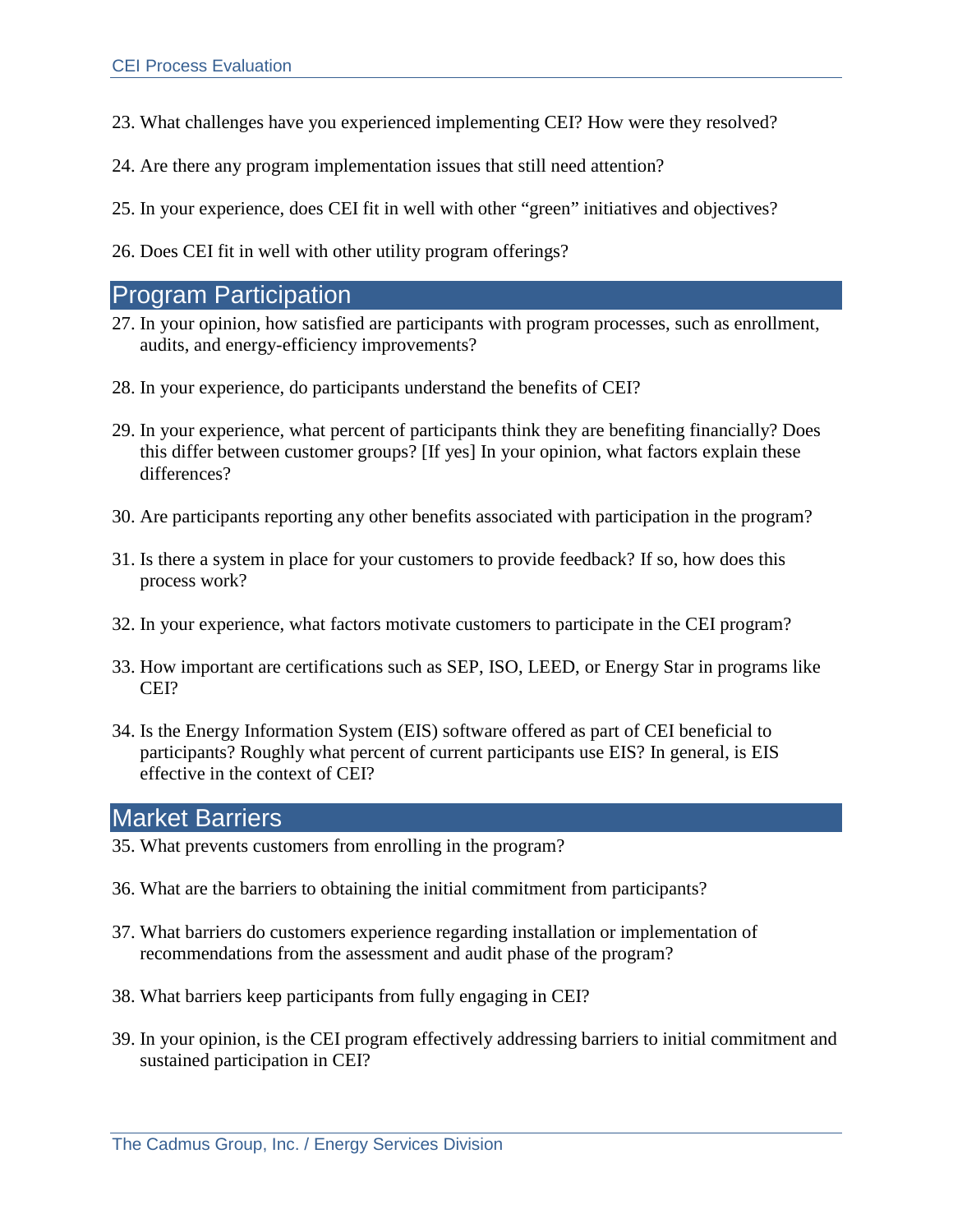23. What challenges have you experienced implementing CEI? How were they resolved?

24. Are there any program implementation issues that still need attention?

25. In your experience, does CEI fit in well with other “green” initiatives and objectives?

26. Does CEI fit in well with other utility program offerings?

## Program Participation

27. In your opinion, how satisfied are participants with program processes, such as enrollment, audits, and energy-efficiency improvements?

28. In your experience, do participants understand the benefits of CEI?

29. In your experience, what percent of participants think they are benefiting financially? Does this differ between customer groups? [If yes] In your opinion, what factors explain these differences?

30. Are participants reporting any other benefits associated with participation in the program?

31. Is there a system in place for your customers to provide feedback? If so, how does this process work?

32. In your experience, what factors motivate customers to participate in the CEI program?

33. How important are certifications such as SEP, ISO, LEED, or Energy Star in programs like CEI?

34. Is the Energy Information System (EIS) software offered as part of CEI beneficial to participants? Roughly what percent of current participants use EIS? In general, is EIS effective in the context of CEI?

## Market Barriers

35. What prevents customers from enrolling in the program?

36. What are the barriers to obtaining the initial commitment from participants?

37. What barriers do customers experience regarding installation or implementation of recommendations from the assessment and audit phase of the program?

38. What barriers keep participants from fully engaging in CEI?

39. In your opinion, is the CEI program effectively addressing barriers to initial commitment and sustained participation in CEI?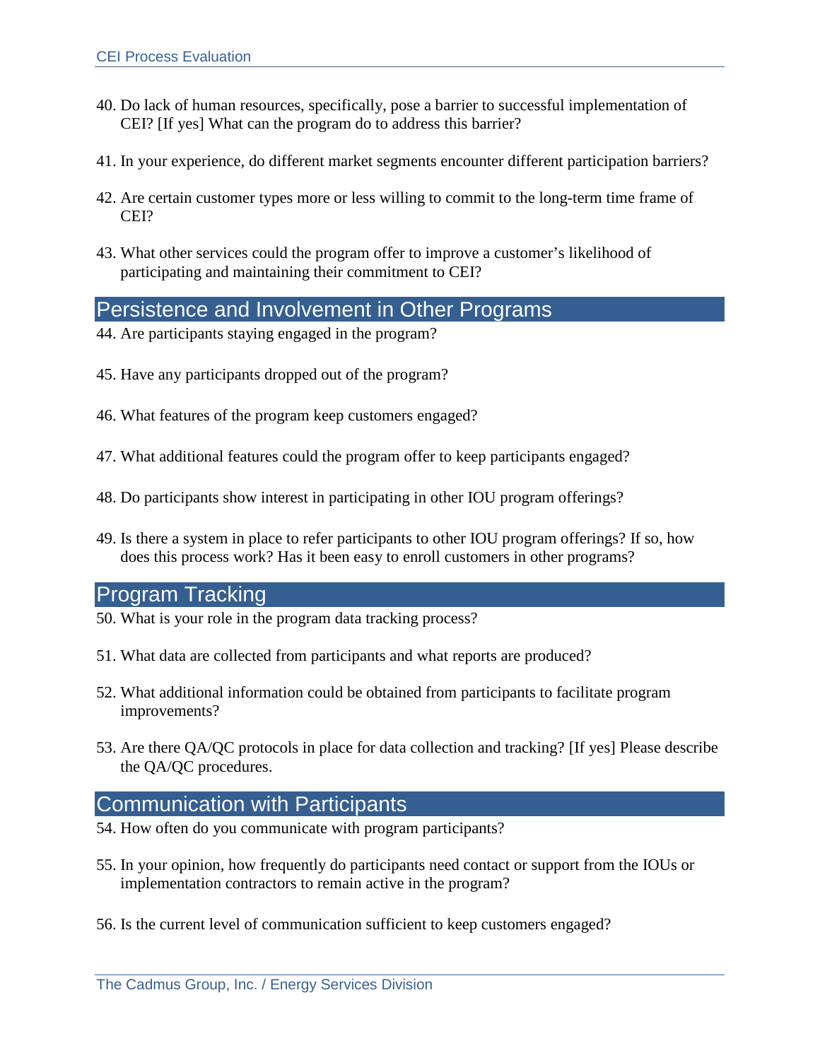40. Do lack of human resources, specifically, pose a barrier to successful implementation of CEI? [If yes] What can the program do to address this barrier?

41. In your experience, do different market segments encounter different participation barriers?

42. Are certain customer types more or less willing to commit to the long-term time frame of CEI?

43. What other services could the program offer to improve a customer's likelihood of participating and maintaining their commitment to CEI?

## Persistence and Involvement in Other Programs

44. Are participants staying engaged in the program?

45. Have any participants dropped out of the program?

46. What features of the program keep customers engaged?

47. What additional features could the program offer to keep participants engaged?

48. Do participants show interest in participating in other IOU program offerings?

49. Is there a system in place to refer participants to other IOU program offerings? If so, how does this process work? Has it been easy to enroll customers in other programs?

## Program Tracking

50. What is your role in the program data tracking process?

51. What data are collected from participants and what reports are produced?

52. What additional information could be obtained from participants to facilitate program improvements?

53. Are there QA/QC protocols in place for data collection and tracking? [If yes] Please describe the QA/QC procedures.

## Communication with Participants

54. How often do you communicate with program participants?

55. In your opinion, how frequently do participants need contact or support from the IOUs or implementation contractors to remain active in the program?

56. Is the current level of communication sufficient to keep customers engaged?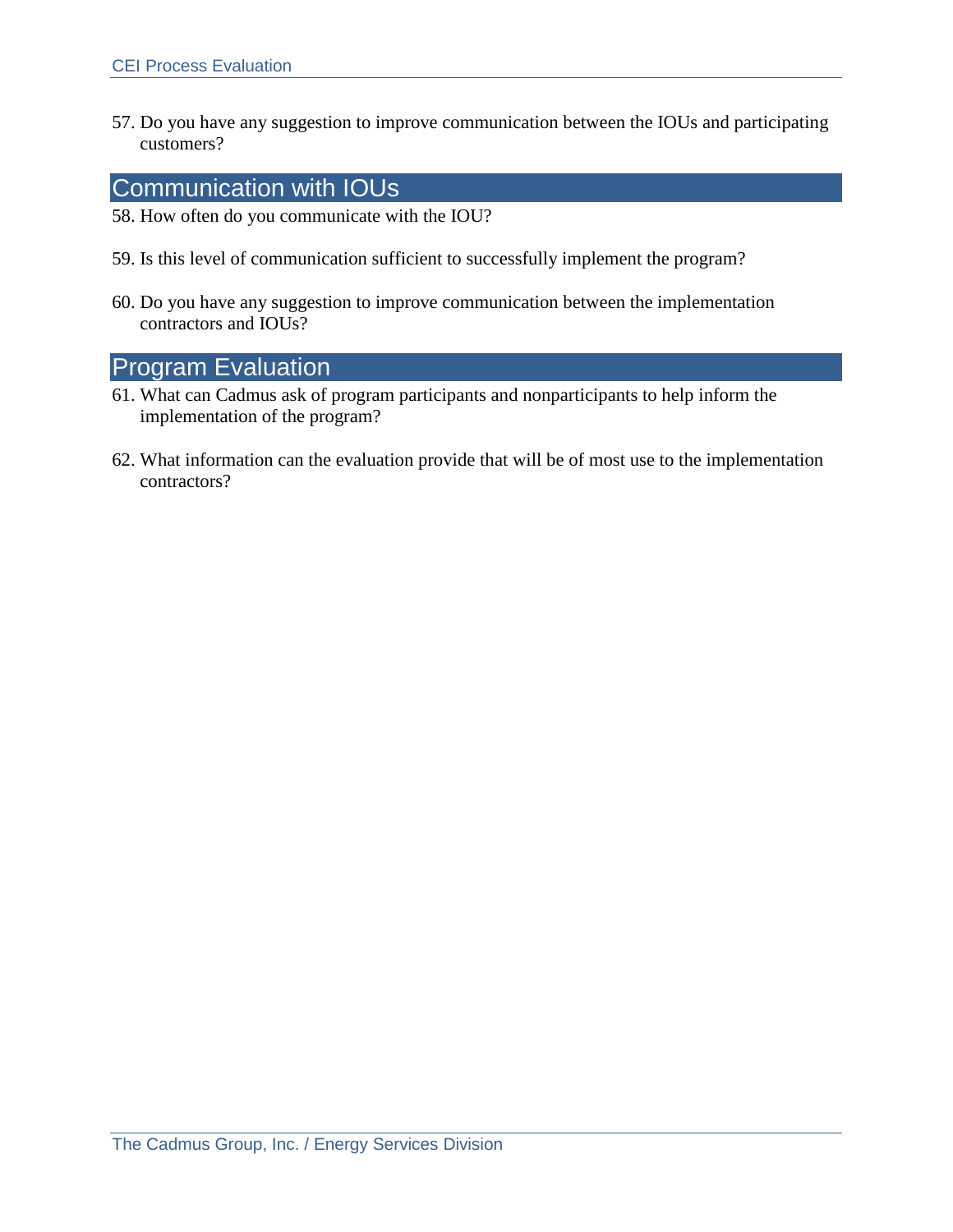57. Do you have any suggestion to improve communication between the IOUs and participating customers?

## Communication with IOUs

58. How often do you communicate with the IOU?

59. Is this level of communication sufficient to successfully implement the program?

60. Do you have any suggestion to improve communication between the implementation contractors and IOUs?

## Program Evaluation

61. What can Cadmus ask of program participants and nonparticipants to help inform the implementation of the program?

62. What information can the evaluation provide that will be of most use to the implementation contractors?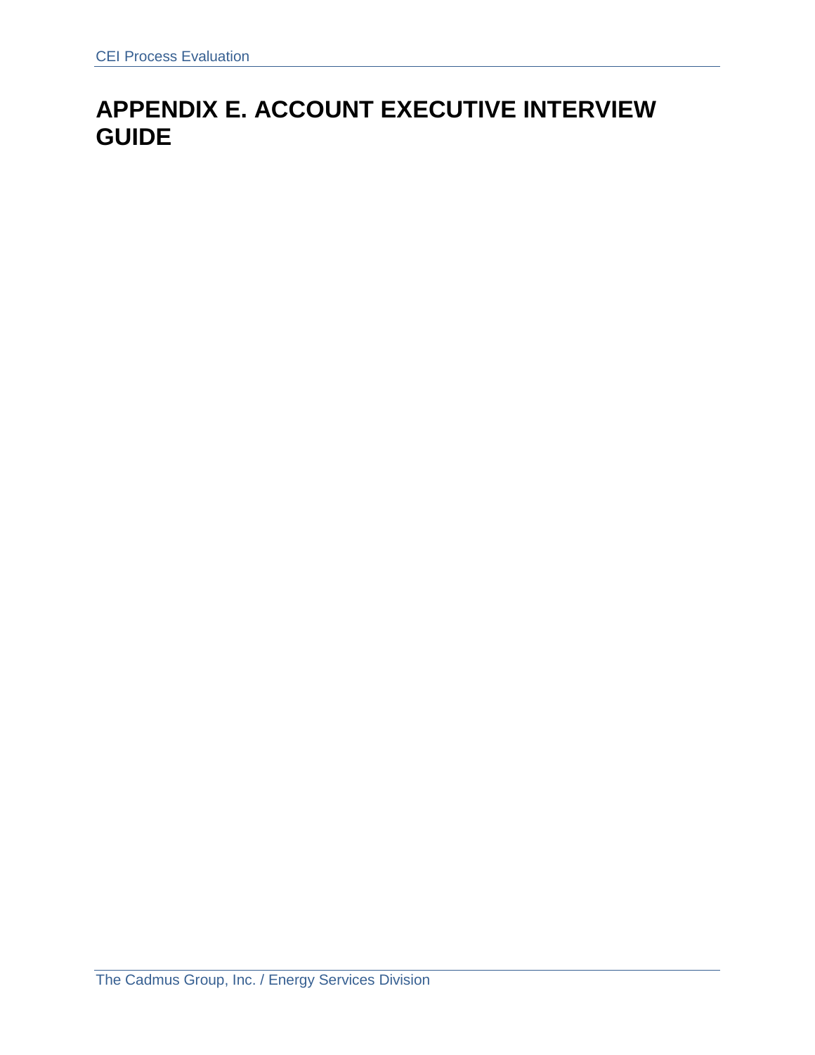# APPENDIX E. ACCOUNT EXECUTIVE INTERVIEW GUIDE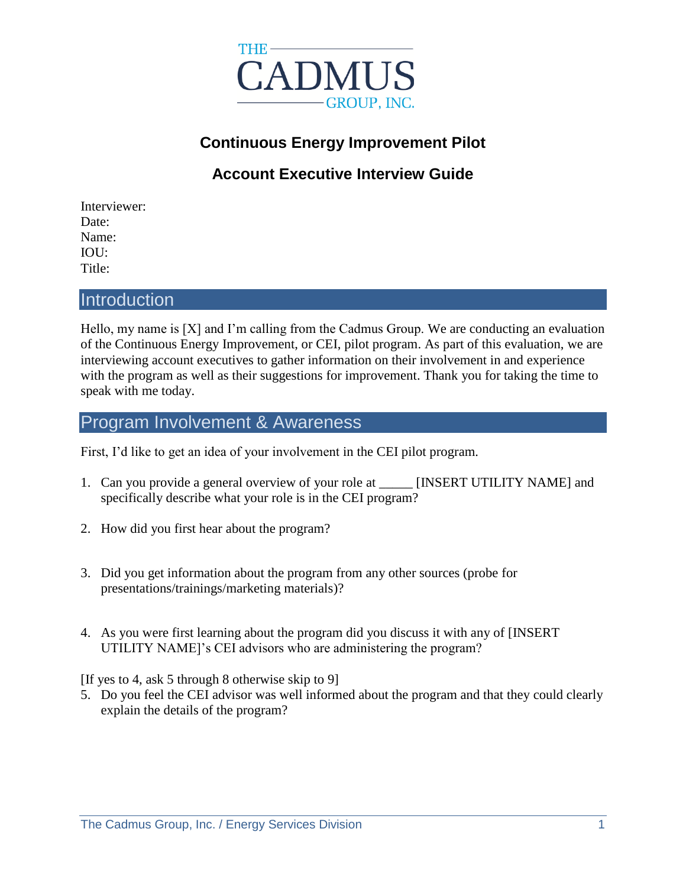# Continuous Energy Improvement Pilot

## Account Executive Interview Guide

Interviewer:
Date:
Name:
IOU:
Title:

## Introduction

Hello, my name is [X] and I'm calling from the Cadmus Group. We are conducting an evaluation of the Continuous Energy Improvement, or CEI, pilot program. As part of this evaluation, we are interviewing account executives to gather information on their involvement in and experience with the program as well as their suggestions for improvement. Thank you for taking the time to speak with me today.

## Program Involvement & Awareness

First, I'd like to get an idea of your involvement in the CEI pilot program.

1. Can you provide a general overview of your role at _____ [INSERT UTILITY NAME] and specifically describe what your role is in the CEI program?

2. How did you first hear about the program?

3. Did you get information about the program from any other sources (probe for presentations/trainings/marketing materials)?

4. As you were first learning about the program did you discuss it with any of [INSERT UTILITY NAME]'s CEI advisors who are administering the program?

[If yes to 4, ask 5 through 8 otherwise skip to 9]

5. Do you feel the CEI advisor was well informed about the program and that they could clearly explain the details of the program?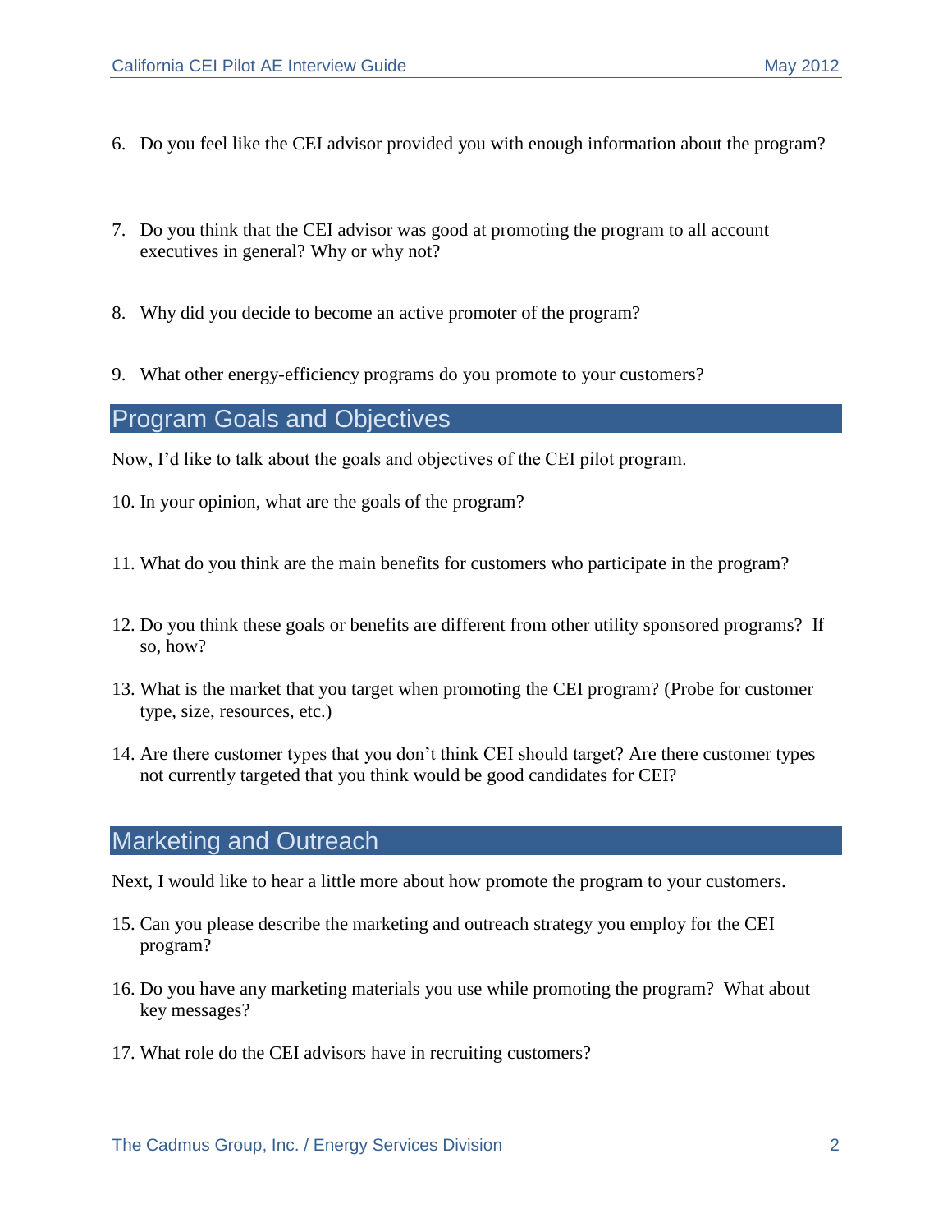6. Do you feel like the CEI advisor provided you with enough information about the program?

7. Do you think that the CEI advisor was good at promoting the program to all account executives in general? Why or why not?

8. Why did you decide to become an active promoter of the program?

9. What other energy-efficiency programs do you promote to your customers?

## Program Goals and Objectives

Now, I'd like to talk about the goals and objectives of the CEI pilot program.

10. In your opinion, what are the goals of the program?

11. What do you think are the main benefits for customers who participate in the program?

12. Do you think these goals or benefits are different from other utility sponsored programs? If so, how?

13. What is the market that you target when promoting the CEI program? (Probe for customer type, size, resources, etc.)

14. Are there customer types that you don't think CEI should target? Are there customer types not currently targeted that you think would be good candidates for CEI?

## Marketing and Outreach

Next, I would like to hear a little more about how promote the program to your customers.

15. Can you please describe the marketing and outreach strategy you employ for the CEI program?

16. Do you have any marketing materials you use while promoting the program? What about key messages?

17. What role do the CEI advisors have in recruiting customers?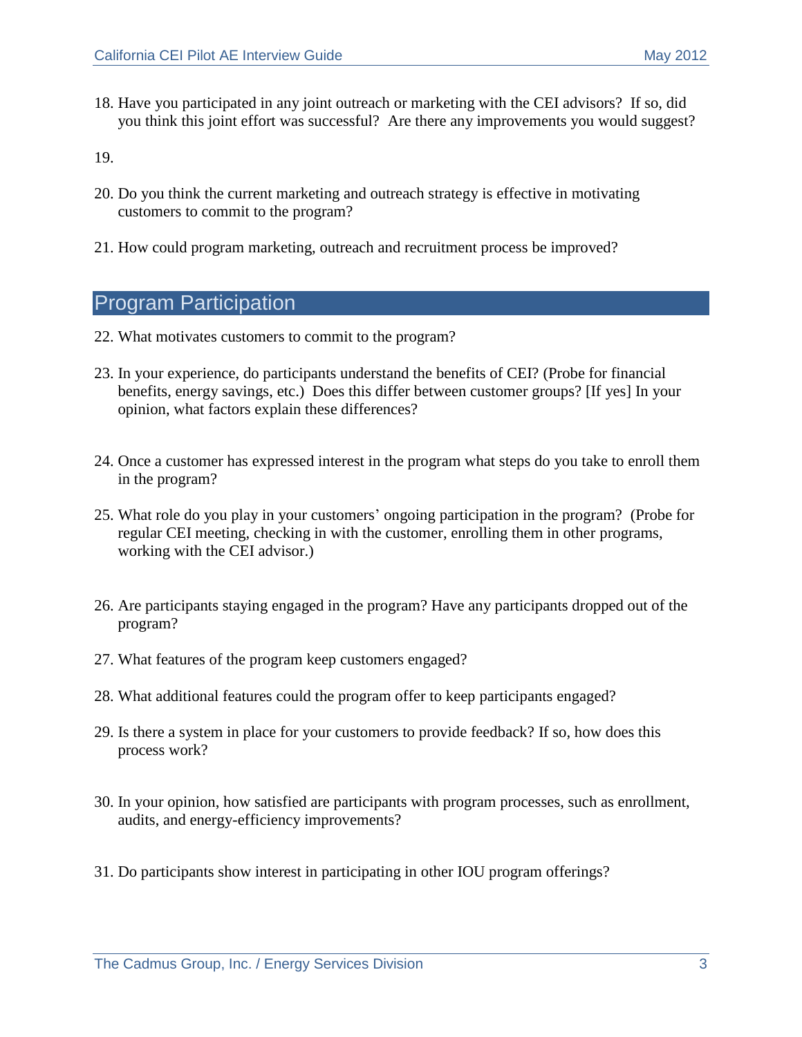18. Have you participated in any joint outreach or marketing with the CEI advisors? If so, did you think this joint effort was successful? Are there any improvements you would suggest?

19.

20. Do you think the current marketing and outreach strategy is effective in motivating customers to commit to the program?

21. How could program marketing, outreach and recruitment process be improved?

## Program Participation

22. What motivates customers to commit to the program?

23. In your experience, do participants understand the benefits of CEI? (Probe for financial benefits, energy savings, etc.) Does this differ between customer groups? [If yes] In your opinion, what factors explain these differences?

24. Once a customer has expressed interest in the program what steps do you take to enroll them in the program?

25. What role do you play in your customers' ongoing participation in the program? (Probe for regular CEI meeting, checking in with the customer, enrolling them in other programs, working with the CEI advisor.)

26. Are participants staying engaged in the program? Have any participants dropped out of the program?

27. What features of the program keep customers engaged?

28. What additional features could the program offer to keep participants engaged?

29. Is there a system in place for your customers to provide feedback? If so, how does this process work?

30. In your opinion, how satisfied are participants with program processes, such as enrollment, audits, and energy-efficiency improvements?

31. Do participants show interest in participating in other IOU program offerings?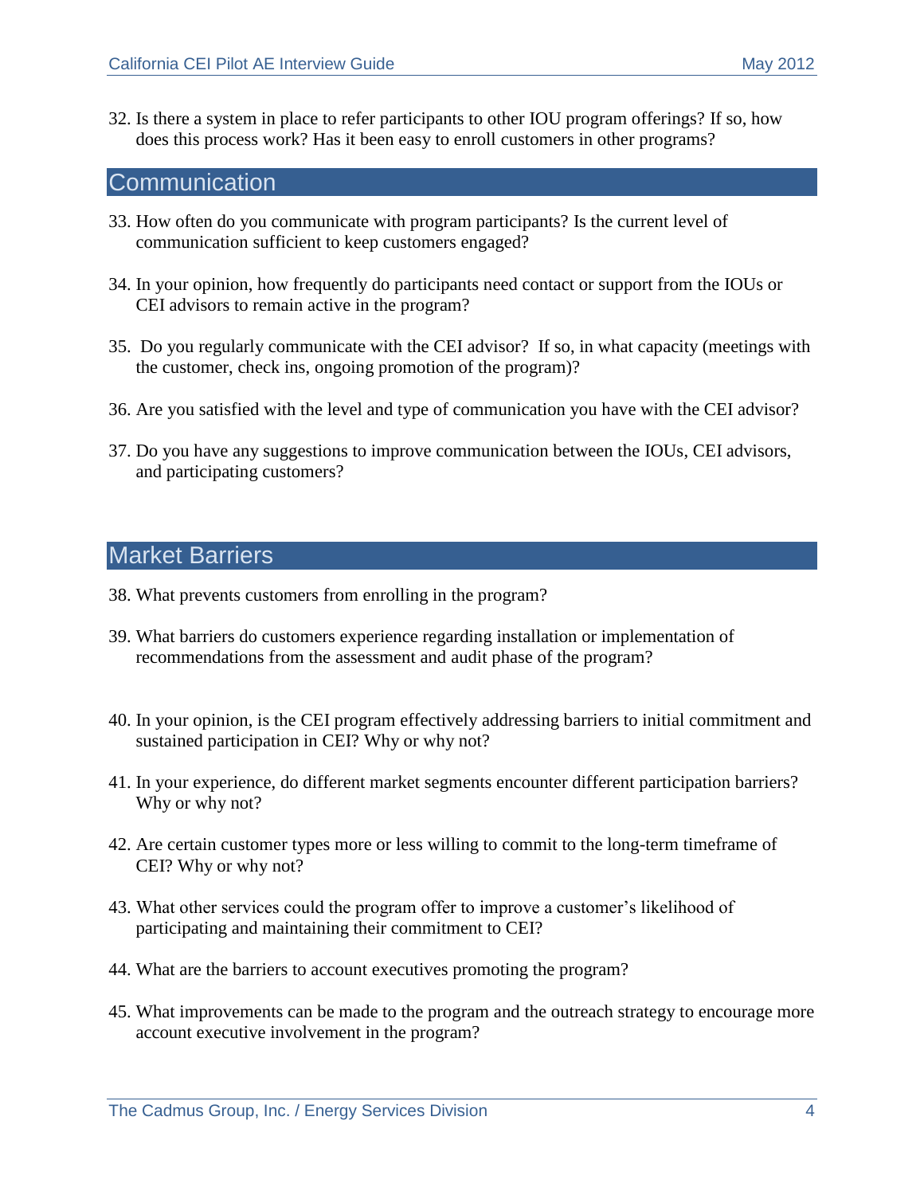32. Is there a system in place to refer participants to other IOU program offerings? If so, how does this process work? Has it been easy to enroll customers in other programs?

## Communication

33. How often do you communicate with program participants? Is the current level of communication sufficient to keep customers engaged?

34. In your opinion, how frequently do participants need contact or support from the IOUs or CEI advisors to remain active in the program?

35. Do you regularly communicate with the CEI advisor? If so, in what capacity (meetings with the customer, check ins, ongoing promotion of the program)?

36. Are you satisfied with the level and type of communication you have with the CEI advisor?

37. Do you have any suggestions to improve communication between the IOUs, CEI advisors, and participating customers?

## Market Barriers

38. What prevents customers from enrolling in the program?

39. What barriers do customers experience regarding installation or implementation of recommendations from the assessment and audit phase of the program?

40. In your opinion, is the CEI program effectively addressing barriers to initial commitment and sustained participation in CEI? Why or why not?

41. In your experience, do different market segments encounter different participation barriers? Why or why not?

42. Are certain customer types more or less willing to commit to the long-term timeframe of CEI? Why or why not?

43. What other services could the program offer to improve a customer's likelihood of participating and maintaining their commitment to CEI?

44. What are the barriers to account executives promoting the program?

45. What improvements can be made to the program and the outreach strategy to encourage more account executive involvement in the program?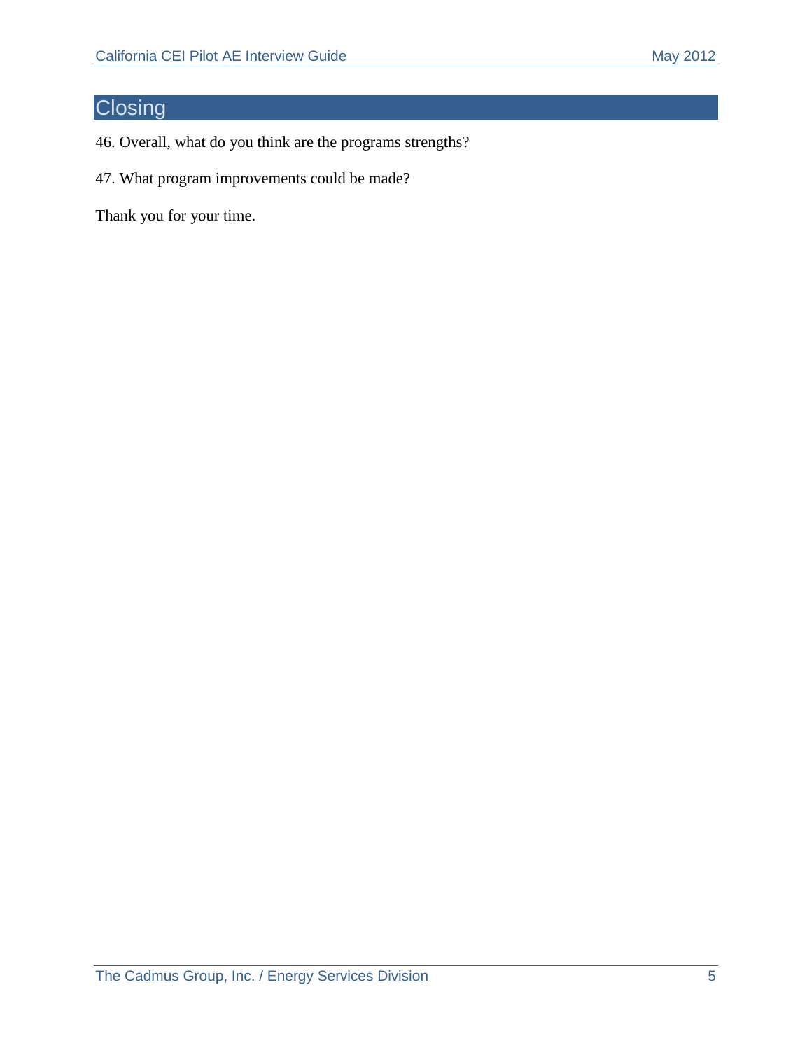## Closing

46. Overall, what do you think are the programs strengths?

47. What program improvements could be made?

Thank you for your time.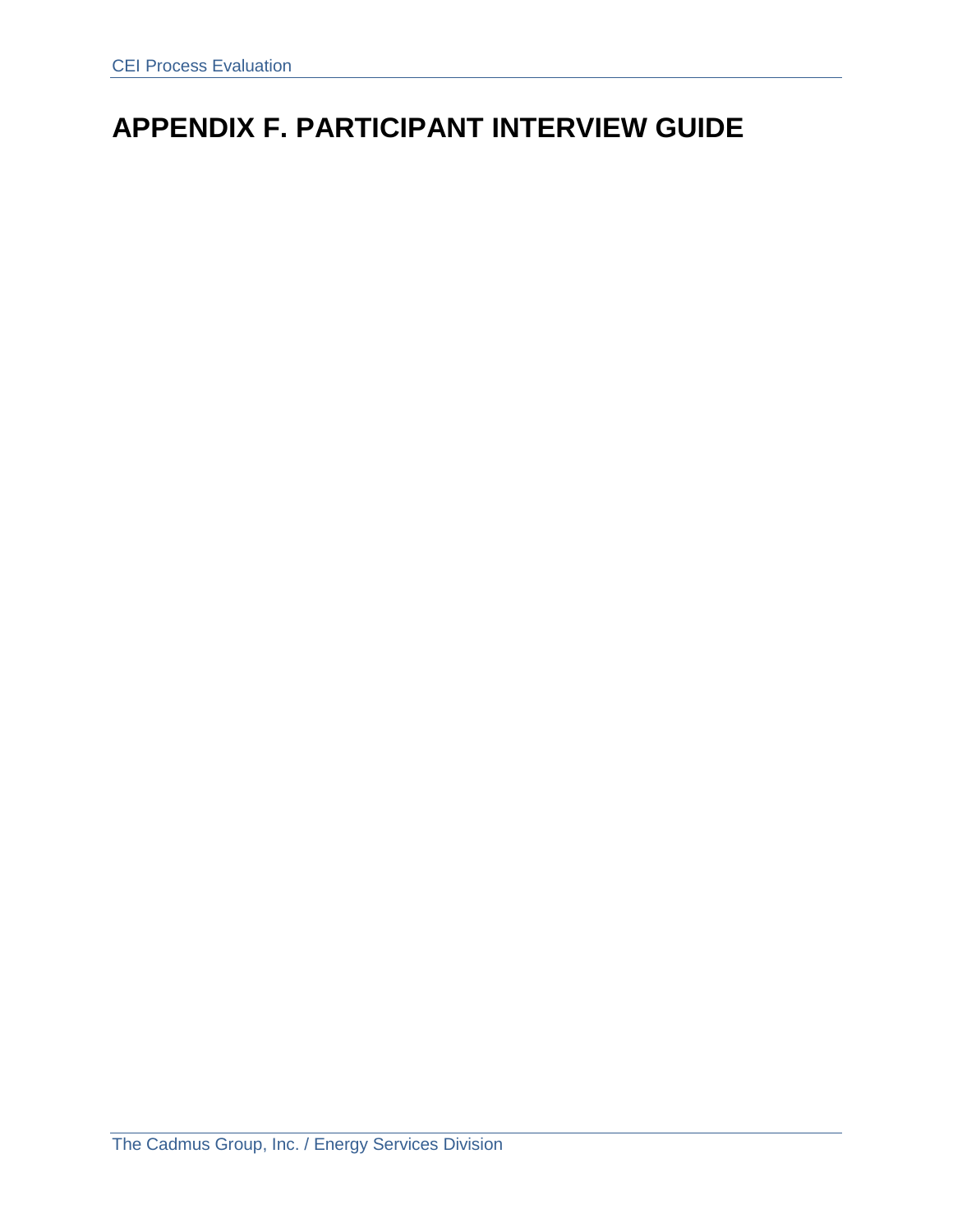# APPENDIX F. PARTICIPANT INTERVIEW GUIDE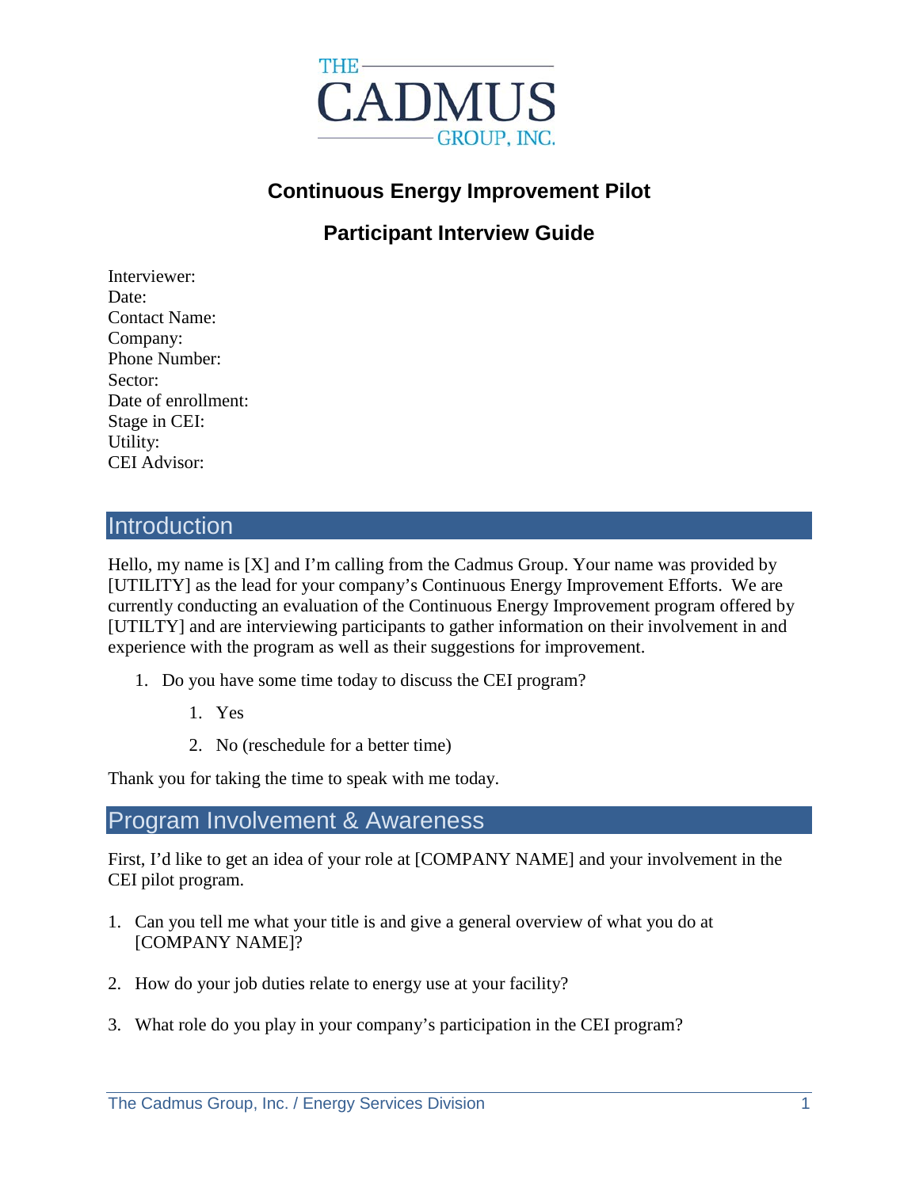THE CADMUS GROUP, INC.

# Continuous Energy Improvement Pilot

## Participant Interview Guide

Interviewer:
Date:
Contact Name:
Company:
Phone Number:
Sector:
Date of enrollment:
Stage in CEI:
Utility:
CEI Advisor:

## Introduction

Hello, my name is [X] and I'm calling from the Cadmus Group. Your name was provided by [UTILITY] as the lead for your company's Continuous Energy Improvement Efforts. We are currently conducting an evaluation of the Continuous Energy Improvement program offered by [UTILTY] and are interviewing participants to gather information on their involvement in and experience with the program as well as their suggestions for improvement.

1. Do you have some time today to discuss the CEI program?
    1. Yes
    2. No (reschedule for a better time)

Thank you for taking the time to speak with me today.

## Program Involvement & Awareness

First, I'd like to get an idea of your role at [COMPANY NAME] and your involvement in the CEI pilot program.

1. Can you tell me what your title is and give a general overview of what you do at [COMPANY NAME]?

2. How do your job duties relate to energy use at your facility?

3. What role do you play in your company's participation in the CEI program?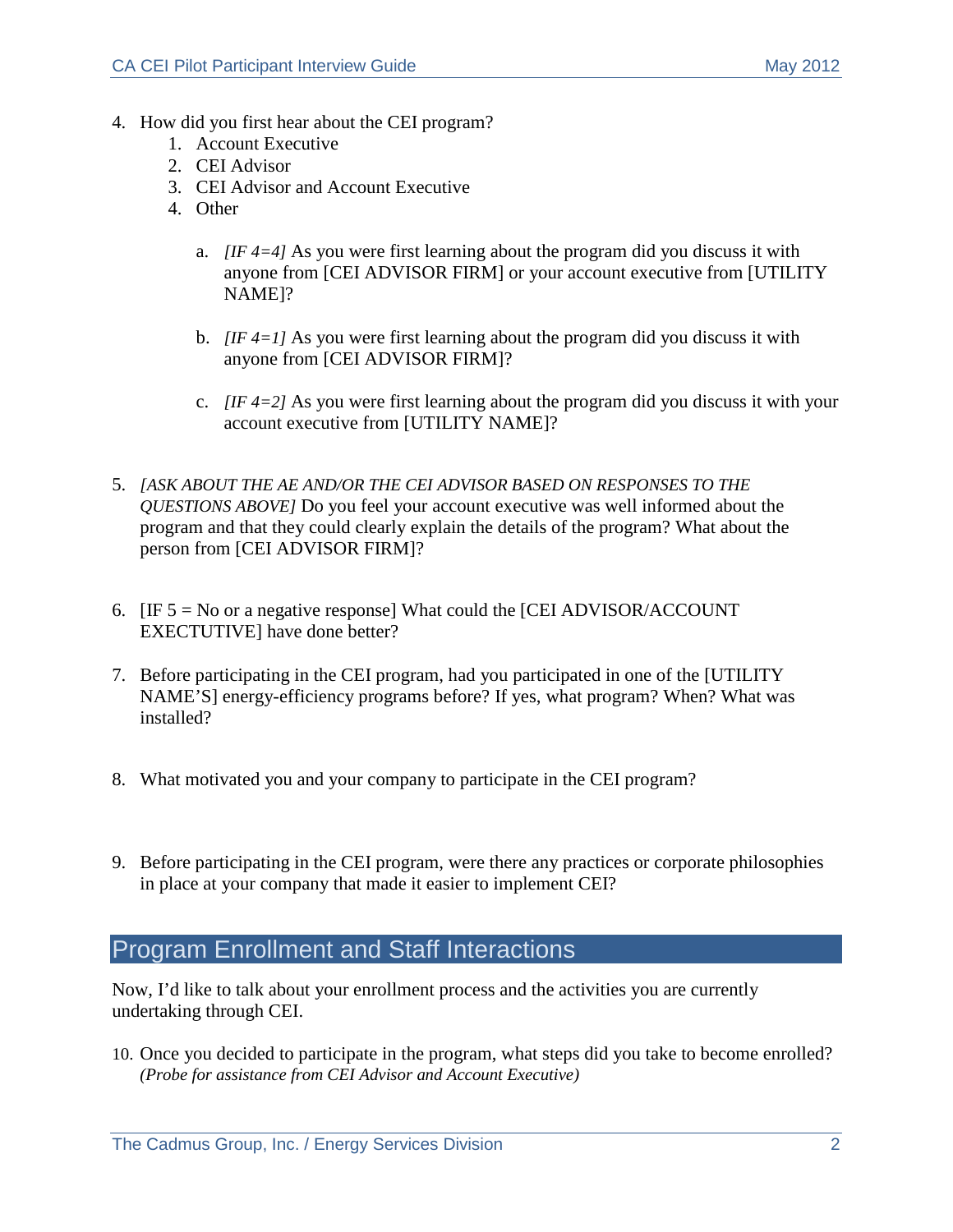4. How did you first hear about the CEI program?
   1. Account Executive
   2. CEI Advisor
   3. CEI Advisor and Account Executive
   4. Other

      a. *[IF 4=4]* As you were first learning about the program did you discuss it with anyone from [CEI ADVISOR FIRM] or your account executive from [UTILITY NAME]?

      b. *[IF 4=1]* As you were first learning about the program did you discuss it with anyone from [CEI ADVISOR FIRM]?

      c. *[IF 4=2]* As you were first learning about the program did you discuss it with your account executive from [UTILITY NAME]?

5. *[ASK ABOUT THE AE AND/OR THE CEI ADVISOR BASED ON RESPONSES TO THE QUESTIONS ABOVE]* Do you feel your account executive was well informed about the program and that they could clearly explain the details of the program? What about the person from [CEI ADVISOR FIRM]?

6. [IF 5 = No or a negative response] What could the [CEI ADVISOR/ACCOUNT EXECTUTIVE] have done better?

7. Before participating in the CEI program, had you participated in one of the [UTILITY NAME'S] energy-efficiency programs before? If yes, what program? When? What was installed?

8. What motivated you and your company to participate in the CEI program?

9. Before participating in the CEI program, were there any practices or corporate philosophies in place at your company that made it easier to implement CEI?

## Program Enrollment and Staff Interactions

Now, I'd like to talk about your enrollment process and the activities you are currently undertaking through CEI.

10. Once you decided to participate in the program, what steps did you take to become enrolled? *(Probe for assistance from CEI Advisor and Account Executive)*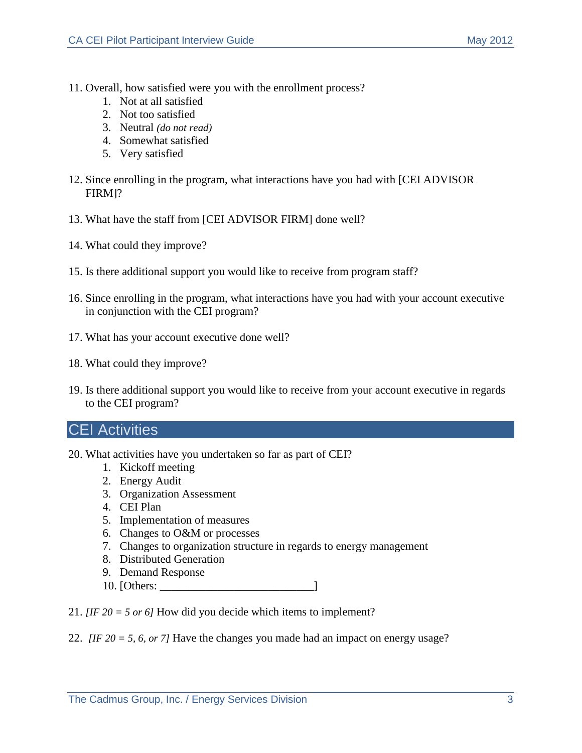11. Overall, how satisfied were you with the enrollment process?
    1. Not at all satisfied
    2. Not too satisfied
    3. Neutral *(do not read)*
    4. Somewhat satisfied
    5. Very satisfied

12. Since enrolling in the program, what interactions have you had with [CEI ADVISOR FIRM]?

13. What have the staff from [CEI ADVISOR FIRM] done well?

14. What could they improve?

15. Is there additional support you would like to receive from program staff?

16. Since enrolling in the program, what interactions have you had with your account executive in conjunction with the CEI program?

17. What has your account executive done well?

18. What could they improve?

19. Is there additional support you would like to receive from your account executive in regards to the CEI program?

## CEI Activities

20. What activities have you undertaken so far as part of CEI?
    1. Kickoff meeting
    2. Energy Audit
    3. Organization Assessment
    4. CEI Plan
    5. Implementation of measures
    6. Changes to O&M or processes
    7. Changes to organization structure in regards to energy management
    8. Distributed Generation
    9. Demand Response
    10. [Others: ___________________________]

21. *[IF 20 = 5 or 6]* How did you decide which items to implement?

22. *[IF 20 = 5, 6, or 7]* Have the changes you made had an impact on energy usage?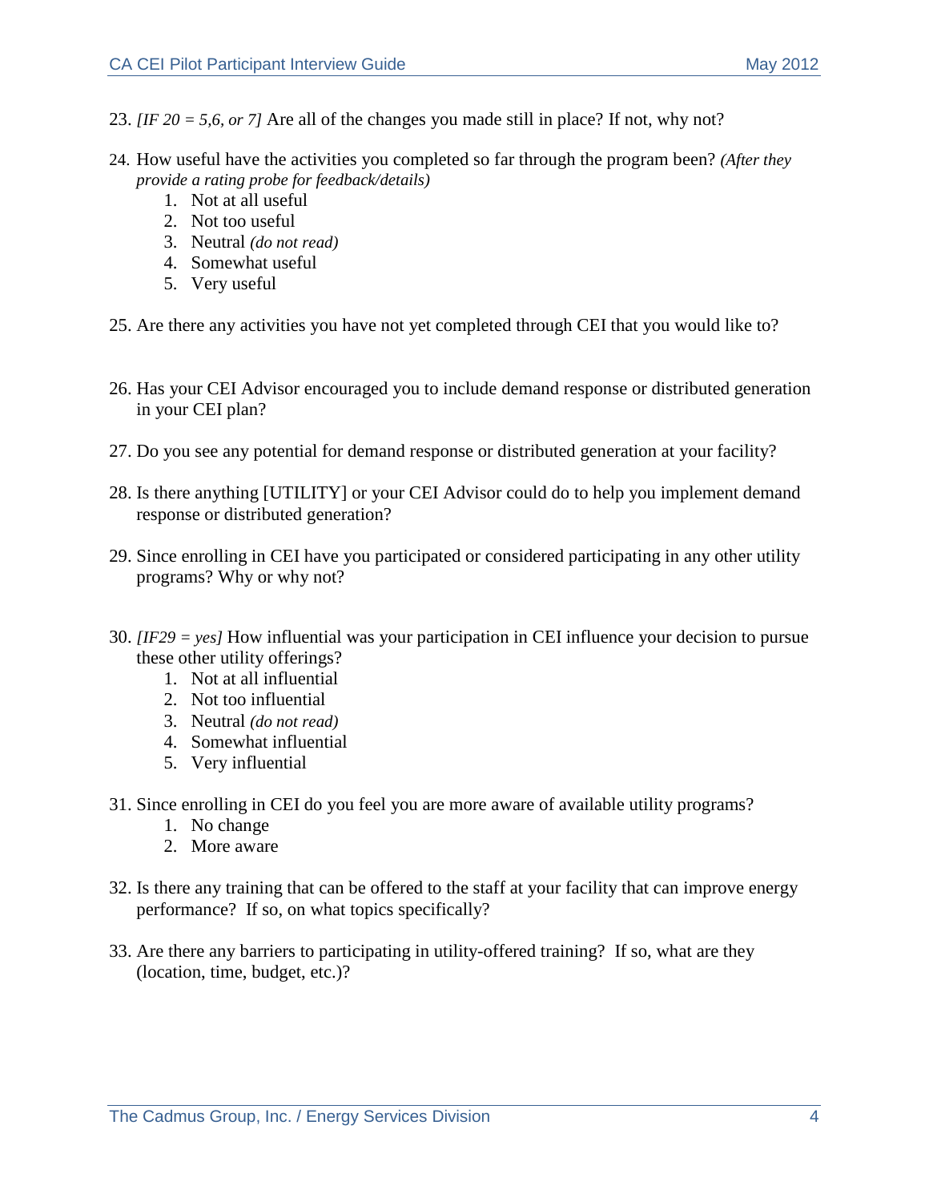23. *[IF 20 = 5,6, or 7]* Are all of the changes you made still in place? If not, why not?

24. How useful have the activities you completed so far through the program been? *(After they provide a rating probe for feedback/details)*
    1. Not at all useful
    2. Not too useful
    3. Neutral *(do not read)*
    4. Somewhat useful
    5. Very useful

25. Are there any activities you have not yet completed through CEI that you would like to?

26. Has your CEI Advisor encouraged you to include demand response or distributed generation in your CEI plan?

27. Do you see any potential for demand response or distributed generation at your facility?

28. Is there anything [UTILITY] or your CEI Advisor could do to help you implement demand response or distributed generation?

29. Since enrolling in CEI have you participated or considered participating in any other utility programs? Why or why not?

30. *[IF29 = yes]* How influential was your participation in CEI influence your decision to pursue these other utility offerings?
    1. Not at all influential
    2. Not too influential
    3. Neutral *(do not read)*
    4. Somewhat influential
    5. Very influential

31. Since enrolling in CEI do you feel you are more aware of available utility programs?
    1. No change
    2. More aware

32. Is there any training that can be offered to the staff at your facility that can improve energy performance? If so, on what topics specifically?

33. Are there any barriers to participating in utility-offered training? If so, what are they (location, time, budget, etc.)?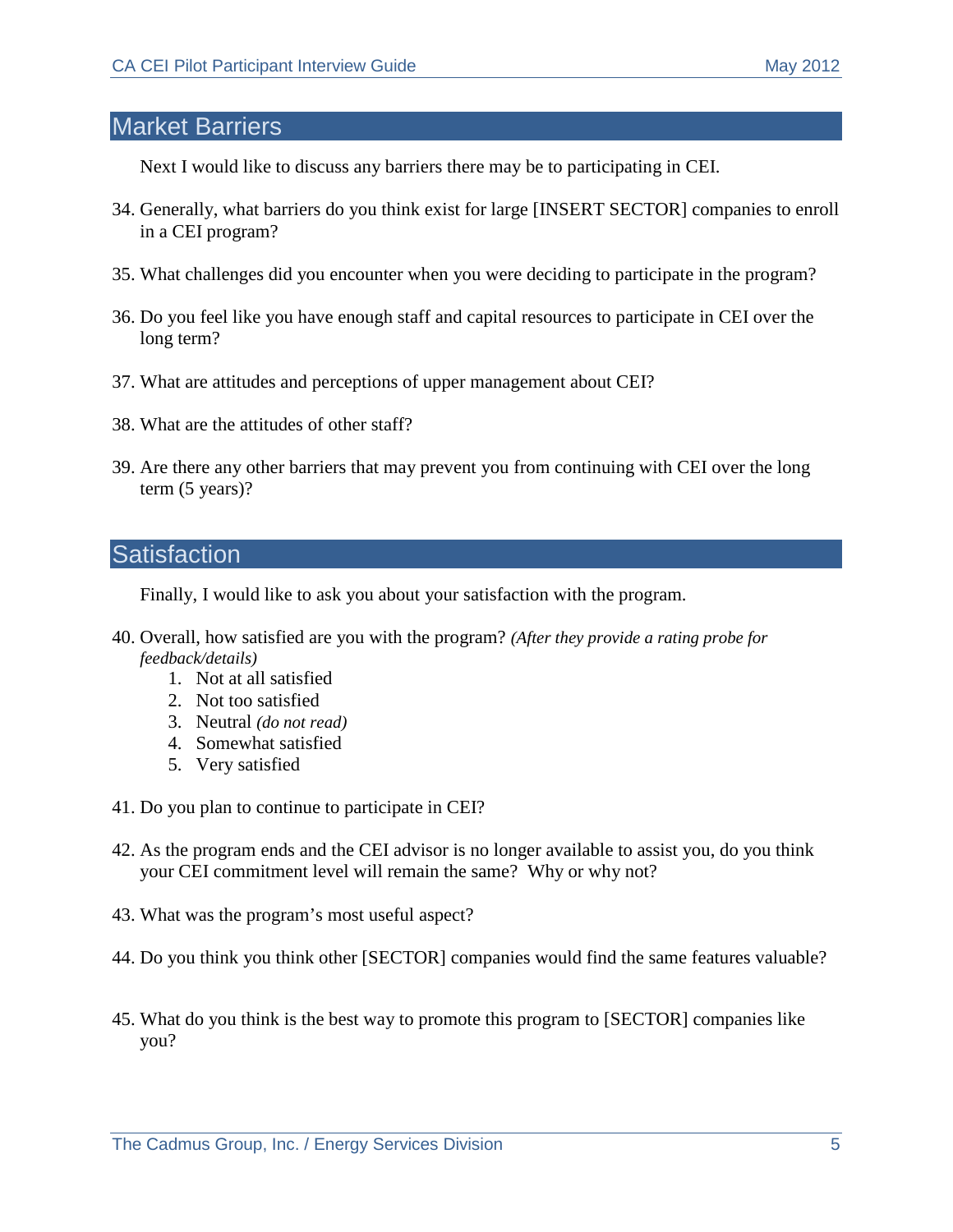## Market Barriers

Next I would like to discuss any barriers there may be to participating in CEI.

34. Generally, what barriers do you think exist for large [INSERT SECTOR] companies to enroll in a CEI program?

35. What challenges did you encounter when you were deciding to participate in the program?

36. Do you feel like you have enough staff and capital resources to participate in CEI over the long term?

37. What are attitudes and perceptions of upper management about CEI?

38. What are the attitudes of other staff?

39. Are there any other barriers that may prevent you from continuing with CEI over the long term (5 years)?

## Satisfaction

Finally, I would like to ask you about your satisfaction with the program.

40. Overall, how satisfied are you with the program? *(After they provide a rating probe for feedback/details)*
    1. Not at all satisfied
    2. Not too satisfied
    3. Neutral *(do not read)*
    4. Somewhat satisfied
    5. Very satisfied

41. Do you plan to continue to participate in CEI?

42. As the program ends and the CEI advisor is no longer available to assist you, do you think your CEI commitment level will remain the same? Why or why not?

43. What was the program's most useful aspect?

44. Do you think you think other [SECTOR] companies would find the same features valuable?

45. What do you think is the best way to promote this program to [SECTOR] companies like you?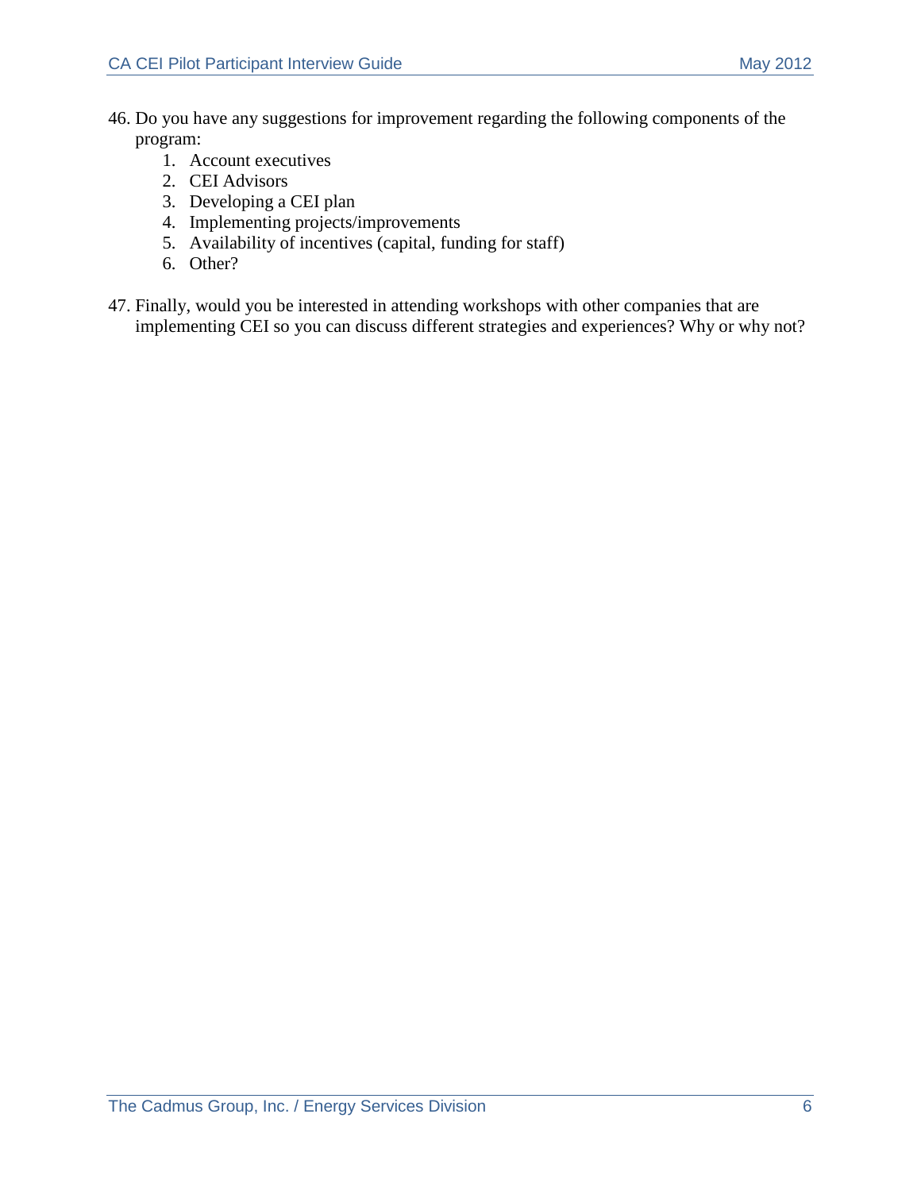46. Do you have any suggestions for improvement regarding the following components of the program:
    1. Account executives
    2. CEI Advisors
    3. Developing a CEI plan
    4. Implementing projects/improvements
    5. Availability of incentives (capital, funding for staff)
    6. Other?

47. Finally, would you be interested in attending workshops with other companies that are implementing CEI so you can discuss different strategies and experiences? Why or why not?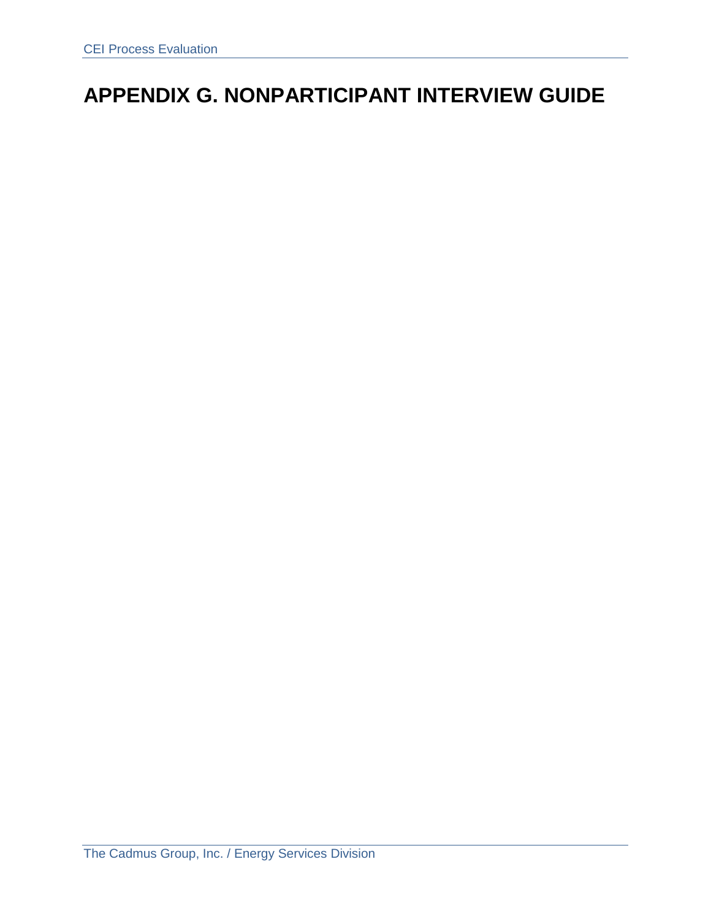# APPENDIX G. NONPARTICIPANT INTERVIEW GUIDE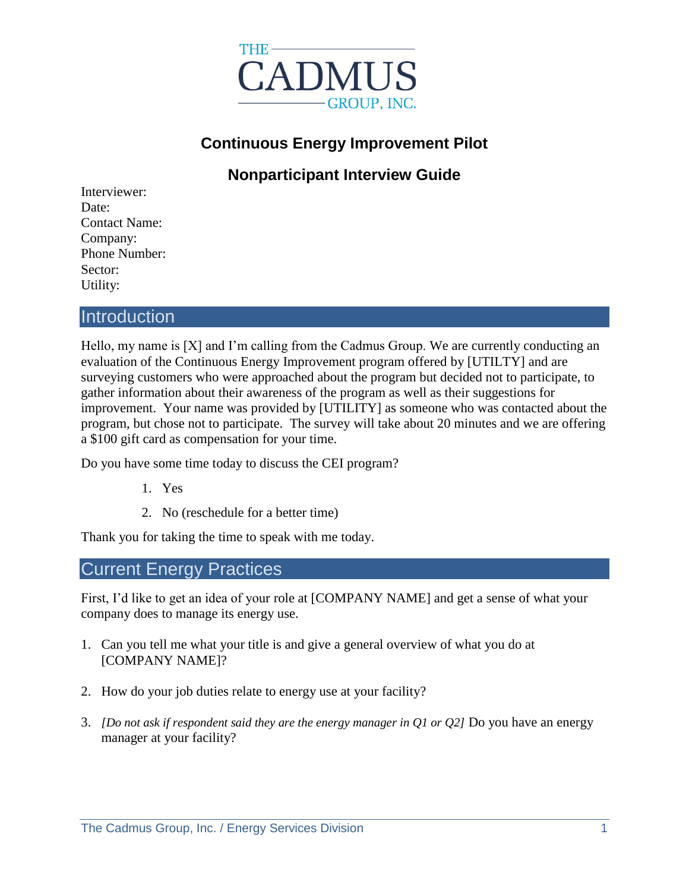THE CADMUS GROUP, INC.

# Continuous Energy Improvement Pilot

## Nonparticipant Interview Guide

Interviewer:
Date:
Contact Name:
Company:
Phone Number:
Sector:
Utility:

## Introduction

Hello, my name is [X] and I'm calling from the Cadmus Group. We are currently conducting an evaluation of the Continuous Energy Improvement program offered by [UTILTY] and are surveying customers who were approached about the program but decided not to participate, to gather information about their awareness of the program as well as their suggestions for improvement. Your name was provided by [UTILITY] as someone who was contacted about the program, but chose not to participate. The survey will take about 20 minutes and we are offering a $100 gift card as compensation for your time.

Do you have some time today to discuss the CEI program?

1. Yes
2. No (reschedule for a better time)

Thank you for taking the time to speak with me today.

## Current Energy Practices

First, I'd like to get an idea of your role at [COMPANY NAME] and get a sense of what your company does to manage its energy use.

1. Can you tell me what your title is and give a general overview of what you do at [COMPANY NAME]?
2. How do your job duties relate to energy use at your facility?
3. *[Do not ask if respondent said they are the energy manager in Q1 or Q2]* Do you have an energy manager at your facility?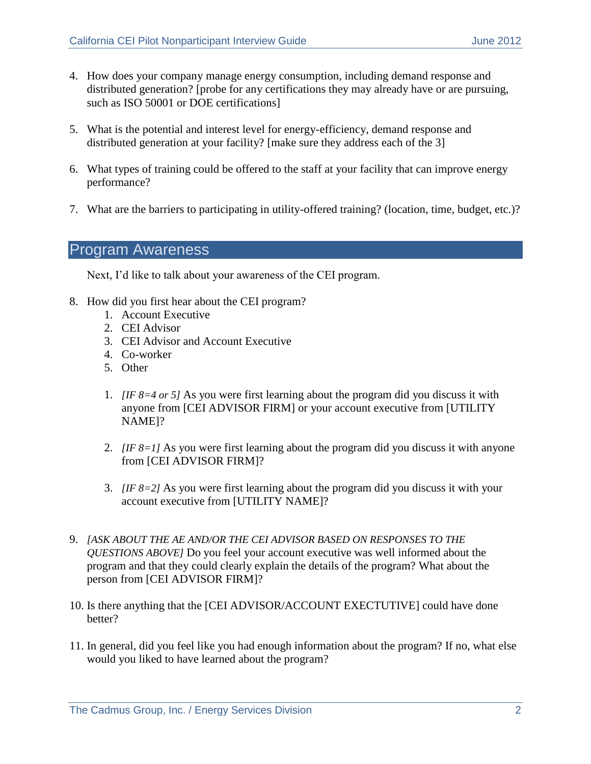4. How does your company manage energy consumption, including demand response and distributed generation? [probe for any certifications they may already have or are pursuing, such as ISO 50001 or DOE certifications]

5. What is the potential and interest level for energy-efficiency, demand response and distributed generation at your facility? [make sure they address each of the 3]

6. What types of training could be offered to the staff at your facility that can improve energy performance?

7. What are the barriers to participating in utility-offered training? (location, time, budget, etc.)?

## Program Awareness

Next, I'd like to talk about your awareness of the CEI program.

8. How did you first hear about the CEI program?
    1. Account Executive
    2. CEI Advisor
    3. CEI Advisor and Account Executive
    4. Co-worker
    5. Other

    1. *[IF 8=4 or 5]* As you were first learning about the program did you discuss it with anyone from [CEI ADVISOR FIRM] or your account executive from [UTILITY NAME]?

    2. *[IF 8=1]* As you were first learning about the program did you discuss it with anyone from [CEI ADVISOR FIRM]?

    3. *[IF 8=2]* As you were first learning about the program did you discuss it with your account executive from [UTILITY NAME]?

9. *[ASK ABOUT THE AE AND/OR THE CEI ADVISOR BASED ON RESPONSES TO THE QUESTIONS ABOVE]* Do you feel your account executive was well informed about the program and that they could clearly explain the details of the program? What about the person from [CEI ADVISOR FIRM]?

10. Is there anything that the [CEI ADVISOR/ACCOUNT EXECTUTIVE] could have done better?

11. In general, did you feel like you had enough information about the program? If no, what else would you liked to have learned about the program?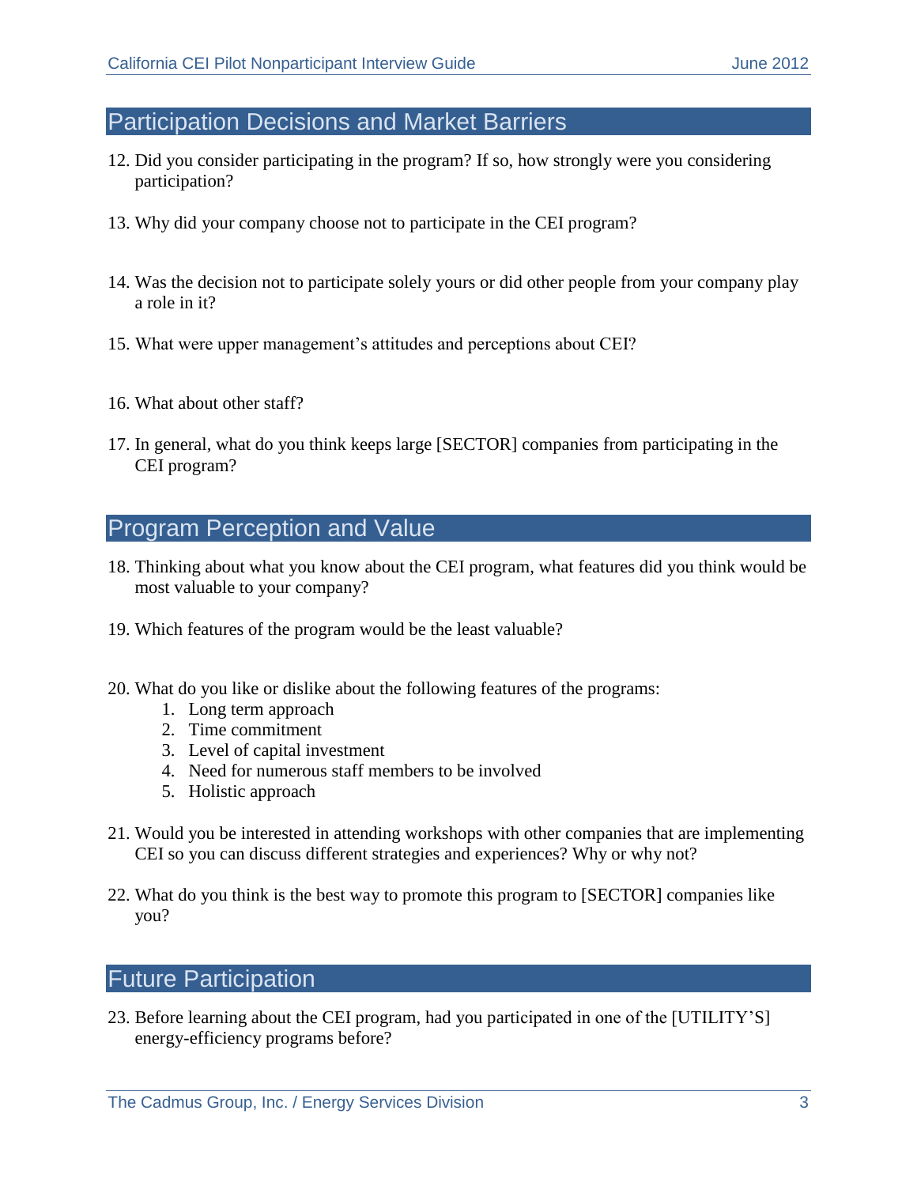## Participation Decisions and Market Barriers

12. Did you consider participating in the program? If so, how strongly were you considering participation?

13. Why did your company choose not to participate in the CEI program?

14. Was the decision not to participate solely yours or did other people from your company play a role in it?

15. What were upper management's attitudes and perceptions about CEI?

16. What about other staff?

17. In general, what do you think keeps large [SECTOR] companies from participating in the CEI program?

## Program Perception and Value

18. Thinking about what you know about the CEI program, what features did you think would be most valuable to your company?

19. Which features of the program would be the least valuable?

20. What do you like or dislike about the following features of the programs:
    1. Long term approach
    2. Time commitment
    3. Level of capital investment
    4. Need for numerous staff members to be involved
    5. Holistic approach

21. Would you be interested in attending workshops with other companies that are implementing CEI so you can discuss different strategies and experiences? Why or why not?

22. What do you think is the best way to promote this program to [SECTOR] companies like you?

## Future Participation

23. Before learning about the CEI program, had you participated in one of the [UTILITY'S] energy-efficiency programs before?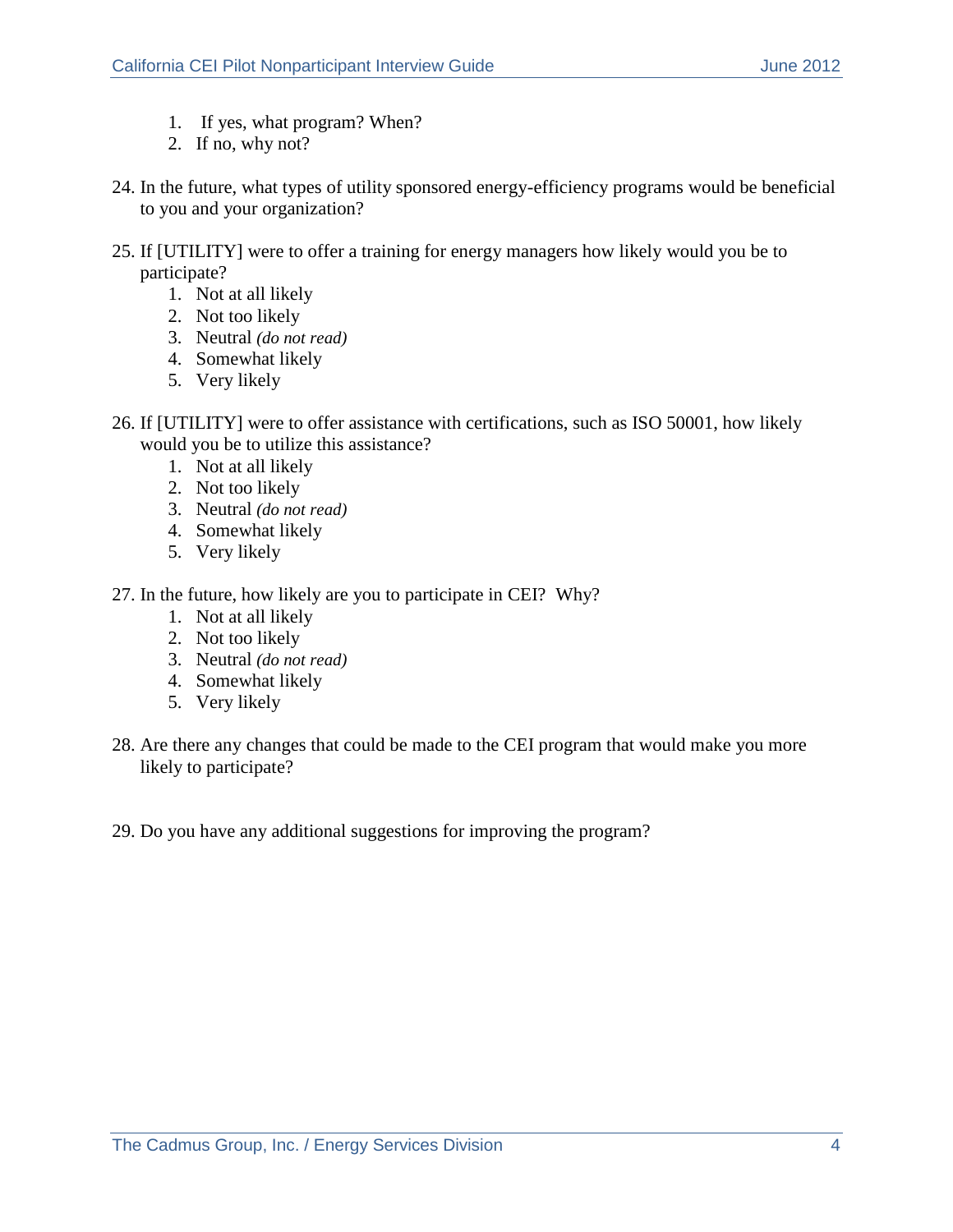1. If yes, what program? When?
   2. If no, why not?

24. In the future, what types of utility sponsored energy-efficiency programs would be beneficial to you and your organization?

25. If [UTILITY] were to offer a training for energy managers how likely would you be to participate?
   1. Not at all likely
   2. Not too likely
   3. Neutral *(do not read)*
   4. Somewhat likely
   5. Very likely

26. If [UTILITY] were to offer assistance with certifications, such as ISO 50001, how likely would you be to utilize this assistance?
   1. Not at all likely
   2. Not too likely
   3. Neutral *(do not read)*
   4. Somewhat likely
   5. Very likely

27. In the future, how likely are you to participate in CEI? Why?
   1. Not at all likely
   2. Not too likely
   3. Neutral *(do not read)*
   4. Somewhat likely
   5. Very likely

28. Are there any changes that could be made to the CEI program that would make you more likely to participate?

29. Do you have any additional suggestions for improving the program?